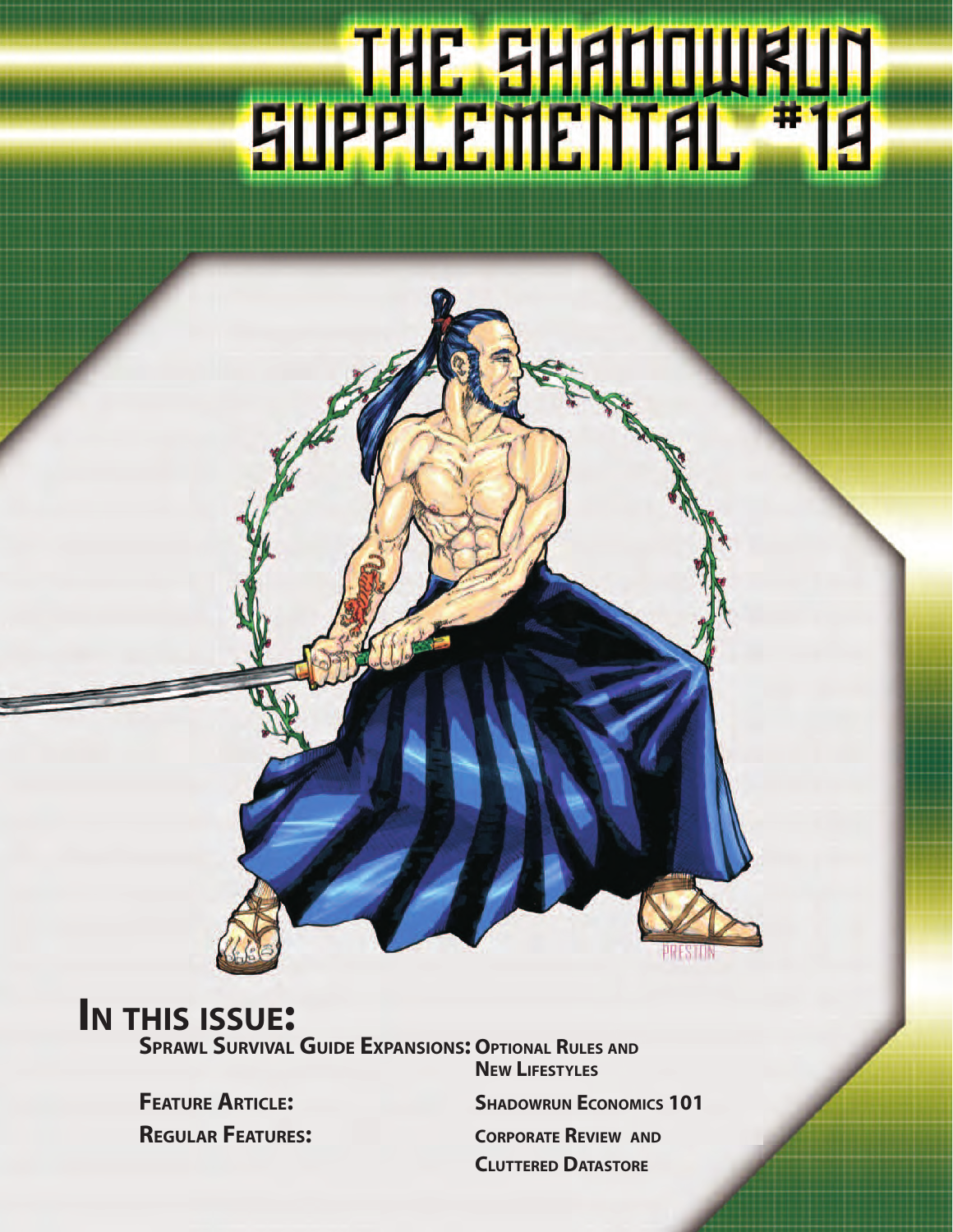# THE SHADOWRUN SUPPLEMENTAL #19

## In this issue:

**Sprawl Survival Guide Expansions:** **Optional Rules and New Lifestyles**

**Feature Article:** **Shadowrun Economics 101**

**Regular Features:** **Corporate Review and Cluttered Datastore**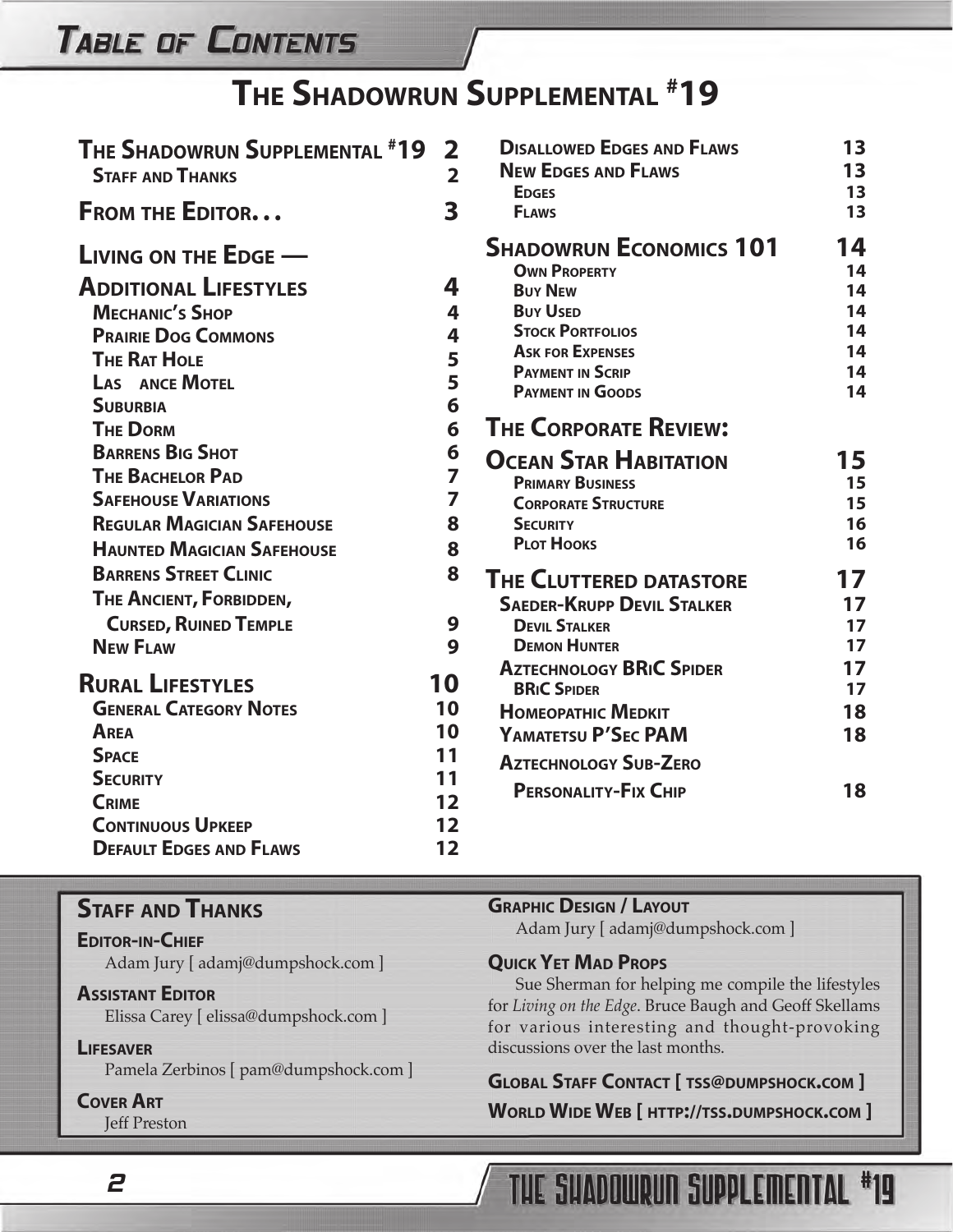# Table of Contents

## The Shadowrun Supplemental #19

| | |
|---|---|
| **The Shadowrun Supplemental #19** | **2** |
| Staff and Thanks | 2 |
| **From the Editor...** | **3** |
| **Living on the Edge — Additional Lifestyles** | **4** |
| Mechanic's Shop | 4 |
| Prairie Dog Commons | 4 |
| The Rat Hole | 5 |
| Las ance Motel | 5 |
| Suburbia | 6 |
| The Dorm | 6 |
| Barrens Big Shot | 6 |
| The Bachelor Pad | 7 |
| Safehouse Variations | 7 |
| Regular Magician Safehouse | 8 |
| Haunted Magician Safehouse | 8 |
| Barrens Street Clinic | 8 |
| The Ancient, Forbidden, Cursed, Ruined Temple | 9 |
| New Flaw | 9 |
| **Rural Lifestyles** | **10** |
| General Category Notes | 10 |
| Area | 10 |
| Space | 11 |
| Security | 11 |
| Crime | 12 |
| Continuous Upkeep | 12 |
| Default Edges and Flaws | 12 |
| Disallowed Edges and Flaws | 13 |
| New Edges and Flaws | 13 |
| Edges | 13 |
| Flaws | 13 |
| **Shadowrun Economics 101** | **14** |
| Own Property | 14 |
| Buy New | 14 |
| Buy Used | 14 |
| Stock Portfolios | 14 |
| Ask for Expenses | 14 |
| Payment in Scrip | 14 |
| Payment in Goods | 14 |
| **The Corporate Review: Ocean Star Habitation** | **15** |
| Primary Business | 15 |
| Corporate Structure | 15 |
| Security | 16 |
| Plot Hooks | 16 |
| **The Cluttered Datastore** | **17** |
| Saeder-Krupp Devil Stalker | 17 |
| Devil Stalker | 17 |
| Demon Hunter | 17 |
| Aztechnology BRiC Spider | 17 |
| BRiC Spider | 17 |
| Homeopathic Medkit | 18 |
| Yamatetsu P'Sec PAM | 18 |
| Aztechnology Sub-Zero Personality-Fix Chip | 18 |

## Staff and Thanks

**Editor-in-Chief**
Adam Jury [ adamj@dumpshock.com ]

**Assistant Editor**
Elissa Carey [ elissa@dumpshock.com ]

**Lifesaver**
Pamela Zerbinos [ pam@dumpshock.com ]

**Cover Art**
Jeff Preston

**Graphic Design / Layout**
Adam Jury [ adamj@dumpshock.com ]

**Quick Yet Mad Props**
Sue Sherman for helping me compile the lifestyles for *Living on the Edge*. Bruce Baugh and Geoff Skellams for various interesting and thought-provoking discussions over the last months.

**Global Staff Contact [ tss@dumpshock.com ]**

**World Wide Web [ http://tss.dumpshock.com ]**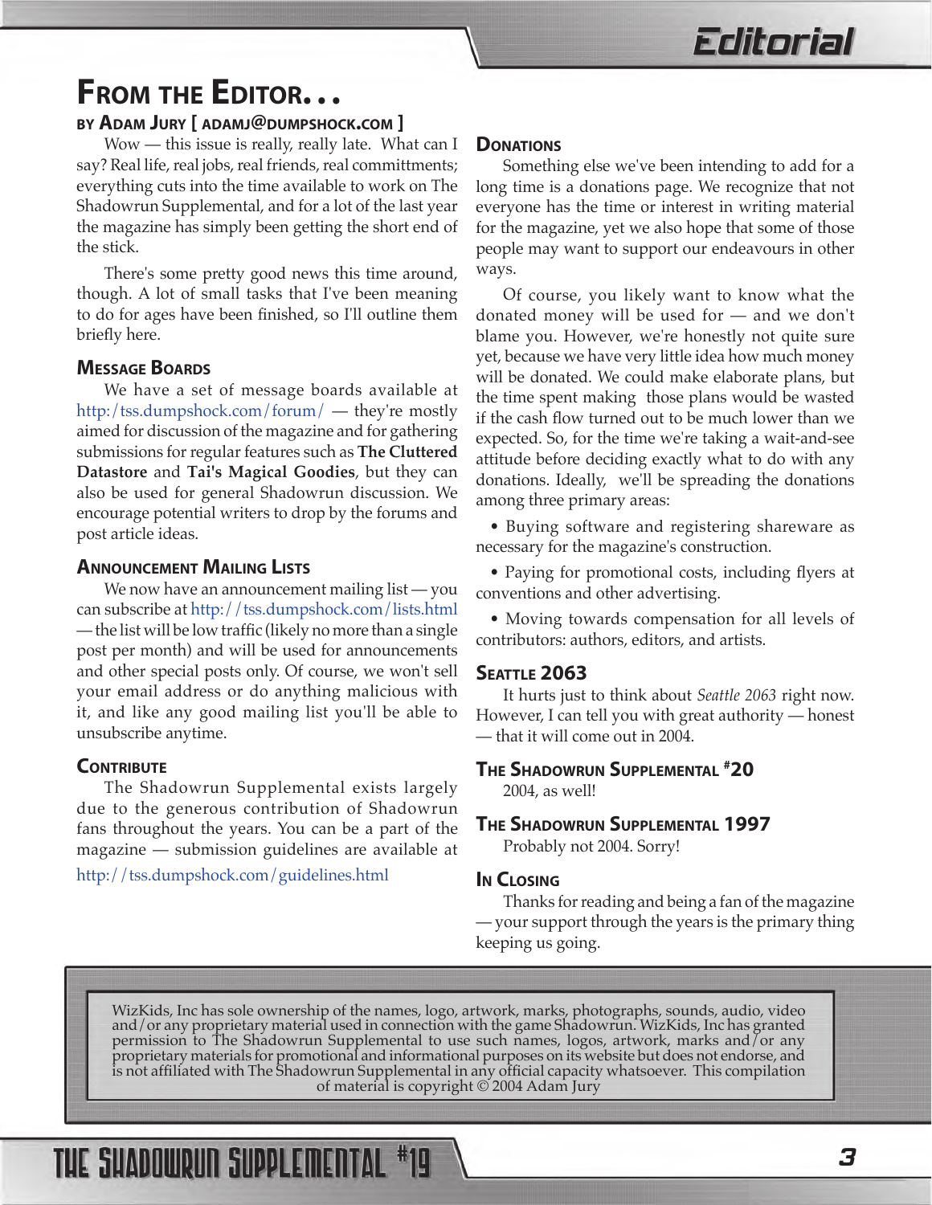# From the Editor. . .

**by Adam Jury [ adamj@dumpshock.com ]**

Wow — this issue is really, really late. What can I say? Real life, real jobs, real friends, real committments; everything cuts into the time available to work on The Shadowrun Supplemental, and for a lot of the last year the magazine has simply been getting the short end of the stick.

There's some pretty good news this time around, though. A lot of small tasks that I've been meaning to do for ages have been finished, so I'll outline them briefly here.

## Message Boards

We have a set of message boards available at http://tss.dumpshock.com/forum/ — they're mostly aimed for discussion of the magazine and for gathering submissions for regular features such as **The Cluttered Datastore** and **Tai's Magical Goodies**, but they can also be used for general Shadowrun discussion. We encourage potential writers to drop by the forums and post article ideas.

## Announcement Mailing Lists

We now have an announcement mailing list — you can subscribe at http://tss.dumpshock.com/lists.html — the list will be low traffic (likely no more than a single post per month) and will be used for announcements and other special posts only. Of course, we won't sell your email address or do anything malicious with it, and like any good mailing list you'll be able to unsubscribe anytime.

## Contribute

The Shadowrun Supplemental exists largely due to the generous contribution of Shadowrun fans throughout the years. You can be a part of the magazine — submission guidelines are available at http://tss.dumpshock.com/guidelines.html

## Donations

Something else we've been intending to add for a long time is a donations page. We recognize that not everyone has the time or interest in writing material for the magazine, yet we also hope that some of those people may want to support our endeavours in other ways.

Of course, you likely want to know what the donated money will be used for — and we don't blame you. However, we're honestly not quite sure yet, because we have very little idea how much money will be donated. We could make elaborate plans, but the time spent making those plans would be wasted if the cash flow turned out to be much lower than we expected. So, for the time we're taking a wait-and-see attitude before deciding exactly what to do with any donations. Ideally, we'll be spreading the donations among three primary areas:

- Buying software and registering shareware as necessary for the magazine's construction.
- Paying for promotional costs, including flyers at conventions and other advertising.
- Moving towards compensation for all levels of contributors: authors, editors, and artists.

## Seattle 2063

It hurts just to think about *Seattle 2063* right now. However, I can tell you with great authority — honest — that it will come out in 2004.

## The Shadowrun Supplemental #20

2004, as well!

## The Shadowrun Supplemental 1997

Probably not 2004. Sorry!

## In Closing

Thanks for reading and being a fan of the magazine — your support through the years is the primary thing keeping us going.

WizKids, Inc has sole ownership of the names, logo, artwork, marks, photographs, sounds, audio, video and/or any proprietary material used in connection with the game Shadowrun. WizKids, Inc has granted permission to The Shadowrun Supplemental to use such names, logos, artwork, marks and/or any proprietary materials for promotional and informational purposes on its website but does not endorse, and is not affiliated with The Shadowrun Supplemental in any official capacity whatsoever. This compilation of material is copyright © 2004 Adam Jury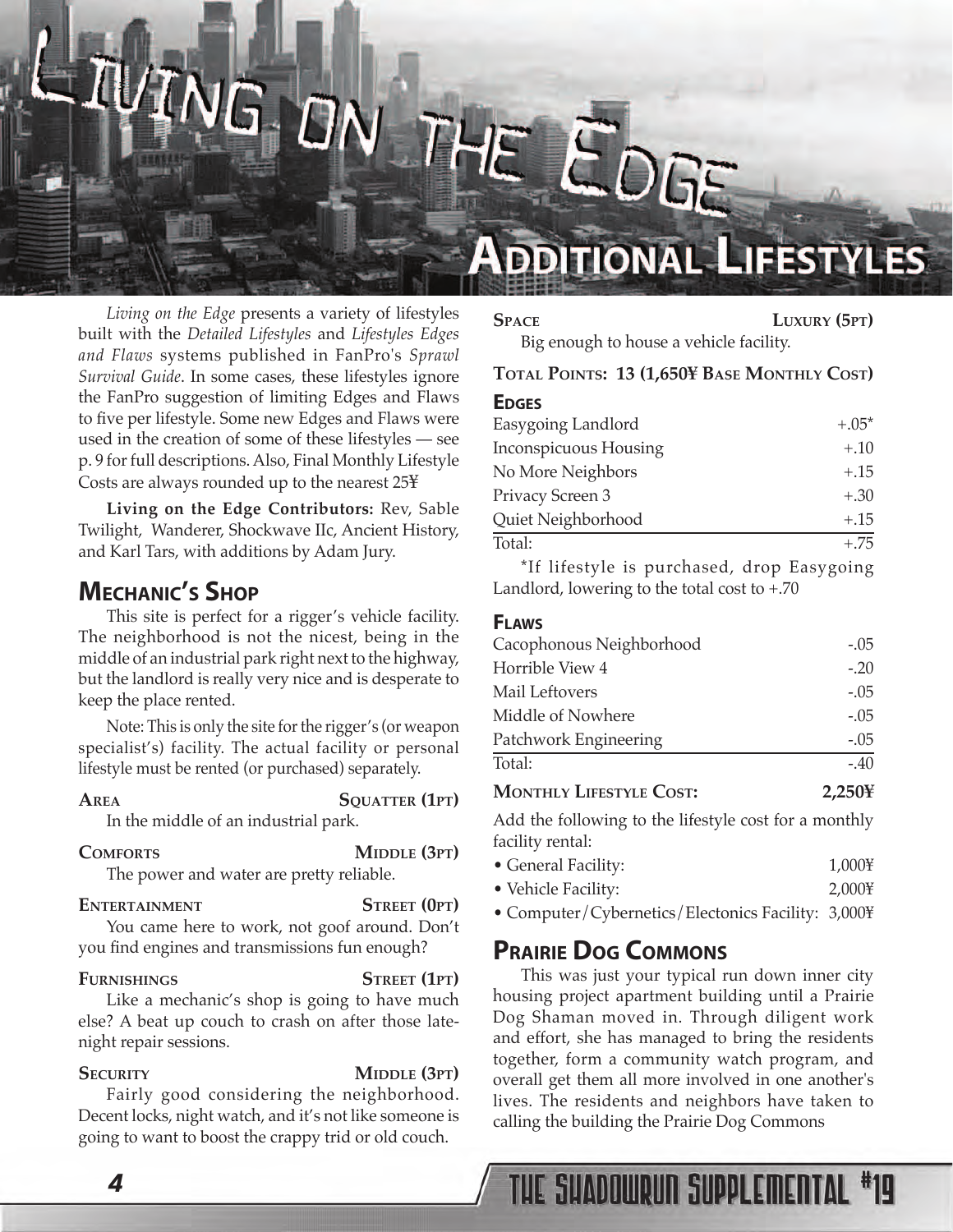# Living on the Edge

## Additional Lifestyles

*Living on the Edge* presents a variety of lifestyles built with the *Detailed Lifestyles* and *Lifestyles Edges and Flaws* systems published in FanPro's *Sprawl Survival Guide*. In some cases, these lifestyles ignore the FanPro suggestion of limiting Edges and Flaws to five per lifestyle. Some new Edges and Flaws were used in the creation of some of these lifestyles — see p. 9 for full descriptions. Also, Final Monthly Lifestyle Costs are always rounded up to the nearest 25¥

**Living on the Edge Contributors:** Rev, Sable Twilight, Wanderer, Shockwave IIc, Ancient History, and Karl Tars, with additions by Adam Jury.

### Mechanic's Shop

This site is perfect for a rigger's vehicle facility. The neighborhood is not the nicest, being in the middle of an industrial park right next to the highway, but the landlord is really very nice and is desperate to keep the place rented.

Note: This is only the site for the rigger's (or weapon specialist's) facility. The actual facility or personal lifestyle must be rented (or purchased) separately.

**Area** — **Squatter (1pt)**
In the middle of an industrial park.

**Comforts** — **Middle (3pt)**
The power and water are pretty reliable.

**Entertainment** — **Street (0pt)**
You came here to work, not goof around. Don't you find engines and transmissions fun enough?

**Furnishings** — **Street (1pt)**
Like a mechanic's shop is going to have much else? A beat up couch to crash on after those late-night repair sessions.

**Security** — **Middle (3pt)**
Fairly good considering the neighborhood. Decent locks, night watch, and it's not like someone is going to want to boost the crappy trid or old couch.

**Space** — **Luxury (5pt)**
Big enough to house a vehicle facility.

**Total Points: 13 (1,650¥ Base Monthly Cost)**

#### Edges

| Edge | Modifier |
|---|---|
| Easygoing Landlord | +.05* |
| Inconspicuous Housing | +.10 |
| No More Neighbors | +.15 |
| Privacy Screen 3 | +.30 |
| Quiet Neighborhood | +.15 |
| Total: | +.75 |

*If lifestyle is purchased, drop Easygoing Landlord, lowering to the total cost to +.70

#### Flaws

| Flaw | Modifier |
|---|---|
| Cacophonous Neighborhood | -.05 |
| Horrible View 4 | -.20 |
| Mail Leftovers | -.05 |
| Middle of Nowhere | -.05 |
| Patchwork Engineering | -.05 |
| Total: | -.40 |

**Monthly Lifestyle Cost: 2,250¥**

Add the following to the lifestyle cost for a monthly facility rental:

- General Facility: 1,000¥
- Vehicle Facility: 2,000¥
- Computer/Cybernetics/Electonics Facility: 3,000¥

### Prairie Dog Commons

This was just your typical run down inner city housing project apartment building until a Prairie Dog Shaman moved in. Through diligent work and effort, she has managed to bring the residents together, form a community watch program, and overall get them all more involved in one another's lives. The residents and neighbors have taken to calling the building the Prairie Dog Commons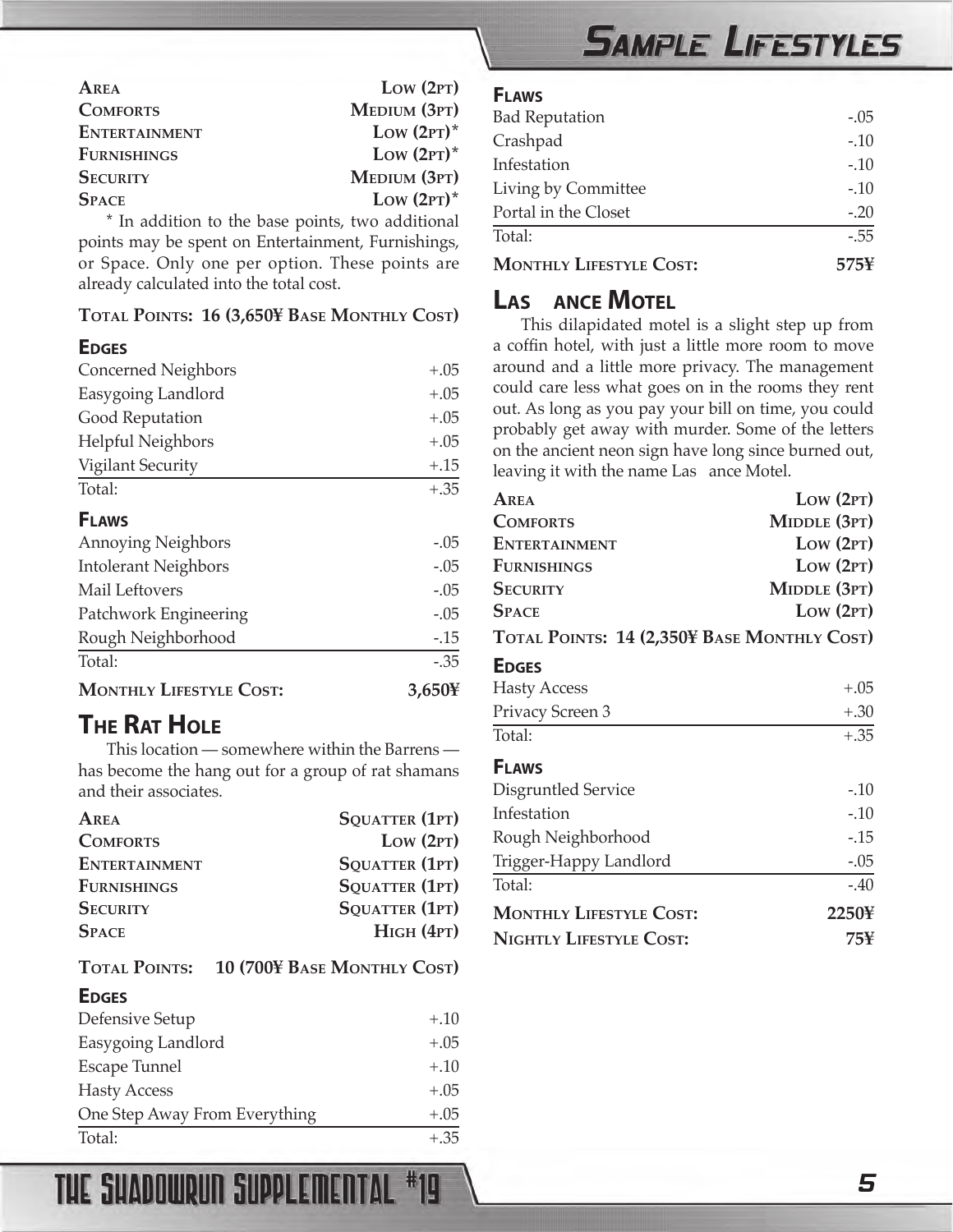| | |
|---|---|
| **Area** | **Low (2pt)** |
| **Comforts** | **Medium (3pt)** |
| **Entertainment** | **Low (2pt)*** |
| **Furnishings** | **Low (2pt)*** |
| **Security** | **Medium (3pt)** |
| **Space** | **Low (2pt)*** |

\* In addition to the base points, two additional points may be spent on Entertainment, Furnishings, or Space. Only one per option. These points are already calculated into the total cost.

**Total Points: 16 (3,650¥ Base Monthly Cost)**

### Edges

| | |
|---|---|
| Concerned Neighbors | +.05 |
| Easygoing Landlord | +.05 |
| Good Reputation | +.05 |
| Helpful Neighbors | +.05 |
| Vigilant Security | +.15 |
| Total: | +.35 |

### Flaws

| | |
|---|---|
| Annoying Neighbors | -.05 |
| Intolerant Neighbors | -.05 |
| Mail Leftovers | -.05 |
| Patchwork Engineering | -.05 |
| Rough Neighborhood | -.15 |
| Total: | -.35 |

**Monthly Lifestyle Cost: 3,650¥**

## The Rat Hole

This location — somewhere within the Barrens — has become the hang out for a group of rat shamans and their associates.

| | |
|---|---|
| **Area** | **Squatter (1pt)** |
| **Comforts** | **Low (2pt)** |
| **Entertainment** | **Squatter (1pt)** |
| **Furnishings** | **Squatter (1pt)** |
| **Security** | **Squatter (1pt)** |
| **Space** | **High (4pt)** |

**Total Points: 10 (700¥ Base Monthly Cost)**

### Edges

| | |
|---|---|
| Defensive Setup | +.10 |
| Easygoing Landlord | +.05 |
| Escape Tunnel | +.10 |
| Hasty Access | +.05 |
| One Step Away From Everything | +.05 |
| Total: | +.35 |

### Flaws

| | |
|---|---|
| Bad Reputation | -.05 |
| Crashpad | -.10 |
| Infestation | -.10 |
| Living by Committee | -.10 |
| Portal in the Closet | -.20 |
| Total: | -.55 |

**Monthly Lifestyle Cost: 575¥**

## Las ance Motel

This dilapidated motel is a slight step up from a coffin hotel, with just a little more room to move around and a little more privacy. The management could care less what goes on in the rooms they rent out. As long as you pay your bill on time, you could probably get away with murder. Some of the letters on the ancient neon sign have long since burned out, leaving it with the name Las ance Motel.

| | |
|---|---|
| **Area** | **Low (2pt)** |
| **Comforts** | **Middle (3pt)** |
| **Entertainment** | **Low (2pt)** |
| **Furnishings** | **Low (2pt)** |
| **Security** | **Middle (3pt)** |
| **Space** | **Low (2pt)** |

**Total Points: 14 (2,350¥ Base Monthly Cost)**

### Edges

| | |
|---|---|
| Hasty Access | +.05 |
| Privacy Screen 3 | +.30 |
| Total: | +.35 |

### Flaws

| | |
|---|---|
| Disgruntled Service | -.10 |
| Infestation | -.10 |
| Rough Neighborhood | -.15 |
| Trigger-Happy Landlord | -.05 |
| Total: | -.40 |

**Monthly Lifestyle Cost: 2250¥**

**Nightly Lifestyle Cost: 75¥**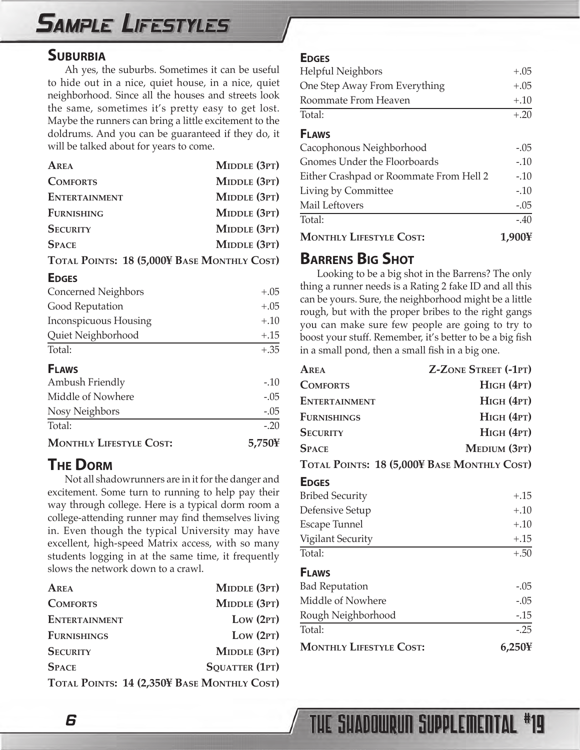# Sample Lifestyles

## Suburbia

Ah yes, the suburbs. Sometimes it can be useful to hide out in a nice, quiet house, in a nice, quiet neighborhood. Since all the houses and streets look the same, sometimes it's pretty easy to get lost. Maybe the runners can bring a little excitement to the doldrums. And you can be guaranteed if they do, it will be talked about for years to come.

| | |
|---|---|
| **Area** | **Middle (3pt)** |
| **Comforts** | **Middle (3pt)** |
| **Entertainment** | **Middle (3pt)** |
| **Furnishing** | **Middle (3pt)** |
| **Security** | **Middle (3pt)** |
| **Space** | **Middle (3pt)** |

**Total Points: 18 (5,000¥ Base Monthly Cost)**

### Edges

| | |
|---|---|
| Concerned Neighbors | +.05 |
| Good Reputation | +.05 |
| Inconspicuous Housing | +.10 |
| Quiet Neighborhood | +.15 |
| Total: | +.35 |

### Flaws

| | |
|---|---|
| Ambush Friendly | -.10 |
| Middle of Nowhere | -.05 |
| Nosy Neighbors | -.05 |
| Total: | -.20 |

**Monthly Lifestyle Cost: 5,750¥**

## The Dorm

Not all shadowrunners are in it for the danger and excitement. Some turn to running to help pay their way through college. Here is a typical dorm room a college-attending runner may find themselves living in. Even though the typical University may have excellent, high-speed Matrix access, with so many students logging in at the same time, it frequently slows the network down to a crawl.

| | |
|---|---|
| **Area** | **Middle (3pt)** |
| **Comforts** | **Middle (3pt)** |
| **Entertainment** | **Low (2pt)** |
| **Furnishings** | **Low (2pt)** |
| **Security** | **Middle (3pt)** |
| **Space** | **Squatter (1pt)** |

**Total Points: 14 (2,350¥ Base Monthly Cost)**

### Edges

| | |
|---|---|
| Helpful Neighbors | +.05 |
| One Step Away From Everything | +.05 |
| Roommate From Heaven | +.10 |
| Total: | +.20 |

### Flaws

| | |
|---|---|
| Cacophonous Neighborhood | -.05 |
| Gnomes Under the Floorboards | -.10 |
| Either Crashpad or Roommate From Hell 2 | -.10 |
| Living by Committee | -.10 |
| Mail Leftovers | -.05 |
| Total: | -.40 |

**Monthly Lifestyle Cost: 1,900¥**

## Barrens Big Shot

Looking to be a big shot in the Barrens? The only thing a runner needs is a Rating 2 fake ID and all this can be yours. Sure, the neighborhood might be a little rough, but with the proper bribes to the right gangs you can make sure few people are going to try to boost your stuff. Remember, it's better to be a big fish in a small pond, then a small fish in a big one.

| | |
|---|---|
| **Area** | **Z-Zone Street (-1pt)** |
| **Comforts** | **High (4pt)** |
| **Entertainment** | **High (4pt)** |
| **Furnishings** | **High (4pt)** |
| **Security** | **High (4pt)** |
| **Space** | **Medium (3pt)** |

**Total Points: 18 (5,000¥ Base Monthly Cost)**

### Edges

| | |
|---|---|
| Bribed Security | +.15 |
| Defensive Setup | +.10 |
| Escape Tunnel | +.10 |
| Vigilant Security | +.15 |
| Total: | +.50 |

### Flaws

| | |
|---|---|
| Bad Reputation | -.05 |
| Middle of Nowhere | -.05 |
| Rough Neighborhood | -.15 |
| Total: | -.25 |

**Monthly Lifestyle Cost: 6,250¥**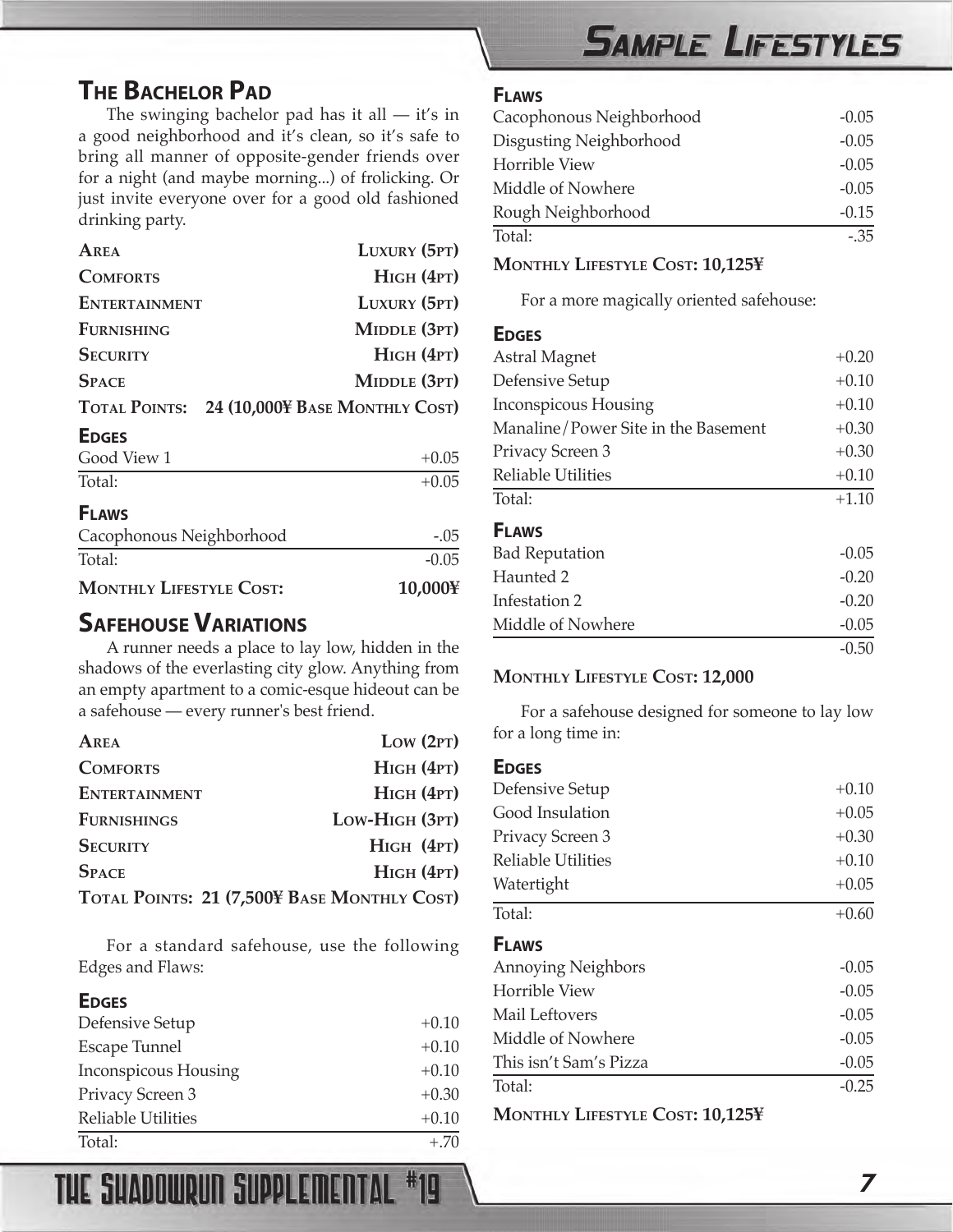## The Bachelor Pad

The swinging bachelor pad has it all — it's in a good neighborhood and it's clean, so it's safe to bring all manner of opposite-gender friends over for a night (and maybe morning...) of frolicking. Or just invite everyone over for a good old fashioned drinking party.

| | |
|---|---|
| **Area** | **Luxury (5pt)** |
| **Comforts** | **High (4pt)** |
| **Entertainment** | **Luxury (5pt)** |
| **Furnishing** | **Middle (3pt)** |
| **Security** | **High (4pt)** |
| **Space** | **Middle (3pt)** |
| **Total Points:** | **24 (10,000¥ Base Monthly Cost)** |

### Edges

| | |
|---|---|
| Good View 1 | +0.05 |
| Total: | +0.05 |

### Flaws

| | |
|---|---|
| Cacophonous Neighborhood | -.05 |
| Total: | -0.05 |

**Monthly Lifestyle Cost: 10,000¥**

## Safehouse Variations

A runner needs a place to lay low, hidden in the shadows of the everlasting city glow. Anything from an empty apartment to a comic-esque hideout can be a safehouse — every runner's best friend.

| | |
|---|---|
| **Area** | **Low (2pt)** |
| **Comforts** | **High (4pt)** |
| **Entertainment** | **High (4pt)** |
| **Furnishings** | **Low-High (3pt)** |
| **Security** | **High (4pt)** |
| **Space** | **High (4pt)** |
| **Total Points: 21 (7,500¥ Base Monthly Cost)** | |

For a standard safehouse, use the following Edges and Flaws:

### Edges

| | |
|---|---|
| Defensive Setup | +0.10 |
| Escape Tunnel | +0.10 |
| Inconspicous Housing | +0.10 |
| Privacy Screen 3 | +0.30 |
| Reliable Utilities | +0.10 |
| Total: | +.70 |

### Flaws

| | |
|---|---|
| Cacophonous Neighborhood | -0.05 |
| Disgusting Neighborhood | -0.05 |
| Horrible View | -0.05 |
| Middle of Nowhere | -0.05 |
| Rough Neighborhood | -0.15 |
| Total: | -.35 |

**Monthly Lifestyle Cost: 10,125¥**

For a more magically oriented safehouse:

### Edges

| | |
|---|---|
| Astral Magnet | +0.20 |
| Defensive Setup | +0.10 |
| Inconspicous Housing | +0.10 |
| Manaline/Power Site in the Basement | +0.30 |
| Privacy Screen 3 | +0.30 |
| Reliable Utilities | +0.10 |
| Total: | +1.10 |

### Flaws

| | |
|---|---|
| Bad Reputation | -0.05 |
| Haunted 2 | -0.20 |
| Infestation 2 | -0.20 |
| Middle of Nowhere | -0.05 |
| | -0.50 |

**Monthly Lifestyle Cost: 12,000**

For a safehouse designed for someone to lay low for a long time in:

### Edges

| | |
|---|---|
| Defensive Setup | +0.10 |
| Good Insulation | +0.05 |
| Privacy Screen 3 | +0.30 |
| Reliable Utilities | +0.10 |
| Watertight | +0.05 |
| Total: | +0.60 |

### Flaws

| | |
|---|---|
| Annoying Neighbors | -0.05 |
| Horrible View | -0.05 |
| Mail Leftovers | -0.05 |
| Middle of Nowhere | -0.05 |
| This isn't Sam's Pizza | -0.05 |
| Total: | -0.25 |

**Monthly Lifestyle Cost: 10,125¥**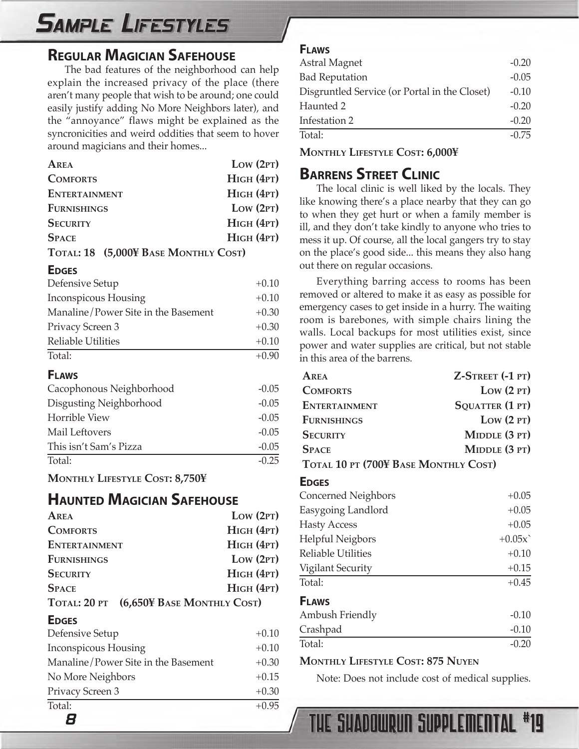# Sample Lifestyles

## Regular Magician Safehouse

The bad features of the neighborhood can help explain the increased privacy of the place (there aren't many people that wish to be around; one could easily justify adding No More Neighbors later), and the "annoyance" flaws might be explained as the syncronicities and weird oddities that seem to hover around magicians and their homes...

| | |
|---|---|
| **Area** | **Low (2pt)** |
| **Comforts** | **High (4pt)** |
| **Entertainment** | **High (4pt)** |
| **Furnishings** | **Low (2pt)** |
| **Security** | **High (4pt)** |
| **Space** | **High (4pt)** |

**Total: 18 (5,000¥ Base Monthly Cost)**

### Edges

| | |
|---|---|
| Defensive Setup | +0.10 |
| Inconspicous Housing | +0.10 |
| Manaline/Power Site in the Basement | +0.30 |
| Privacy Screen 3 | +0.30 |
| Reliable Utilities | +0.10 |
| Total: | +0.90 |

### Flaws

| | |
|---|---|
| Cacophonous Neighborhood | -0.05 |
| Disgusting Neighborhood | -0.05 |
| Horrible View | -0.05 |
| Mail Leftovers | -0.05 |
| This isn't Sam's Pizza | -0.05 |
| Total: | -0.25 |

**Monthly Lifestyle Cost: 8,750¥**

## Haunted Magician Safehouse

| | |
|---|---|
| **Area** | **Low (2pt)** |
| **Comforts** | **High (4pt)** |
| **Entertainment** | **High (4pt)** |
| **Furnishings** | **Low (2pt)** |
| **Security** | **High (4pt)** |
| **Space** | **High (4pt)** |

**Total: 20 pt (6,650¥ Base Monthly Cost)**

### Edges

| | |
|---|---|
| Defensive Setup | +0.10 |
| Inconspicous Housing | +0.10 |
| Manaline/Power Site in the Basement | +0.30 |
| No More Neighbors | +0.15 |
| Privacy Screen 3 | +0.30 |
| Total: | +0.95 |

### Flaws

| | |
|---|---|
| Astral Magnet | -0.20 |
| Bad Reputation | -0.05 |
| Disgruntled Service (or Portal in the Closet) | -0.10 |
| Haunted 2 | -0.20 |
| Infestation 2 | -0.20 |
| Total: | -0.75 |

**Monthly Lifestyle Cost: 6,000¥**

## Barrens Street Clinic

The local clinic is well liked by the locals. They like knowing there's a place nearby that they can go to when they get hurt or when a family member is ill, and they don't take kindly to anyone who tries to mess it up. Of course, all the local gangers try to stay on the place's good side... this means they also hang out there on regular occasions.

Everything barring access to rooms has been removed or altered to make it as easy as possible for emergency cases to get inside in a hurry. The waiting room is barebones, with simple chairs lining the walls. Local backups for most utilities exist, since power and water supplies are critical, but not stable in this area of the barrens.

| | |
|---|---|
| **Area** | **Z-Street (-1 pt)** |
| **Comforts** | **Low (2 pt)** |
| **Entertainment** | **Squatter (1 pt)** |
| **Furnishings** | **Low (2 pt)** |
| **Security** | **Middle (3 pt)** |
| **Space** | **Middle (3 pt)** |

**Total 10 pt (700¥ Base Monthly Cost)**

### Edges

| | |
|---|---|
| Concerned Neighbors | +0.05 |
| Easygoing Landlord | +0.05 |
| Hasty Access | +0.05 |
| Helpful Neigbors | +0.05x` |
| Reliable Utilities | +0.10 |
| Vigilant Security | +0.15 |
| Total: | +0.45 |

### Flaws

| | |
|---|---|
| Ambush Friendly | -0.10 |
| Crashpad | -0.10 |
| Total: | -0.20 |

**Monthly Lifestyle Cost: 875 Nuyen**

Note: Does not include cost of medical supplies.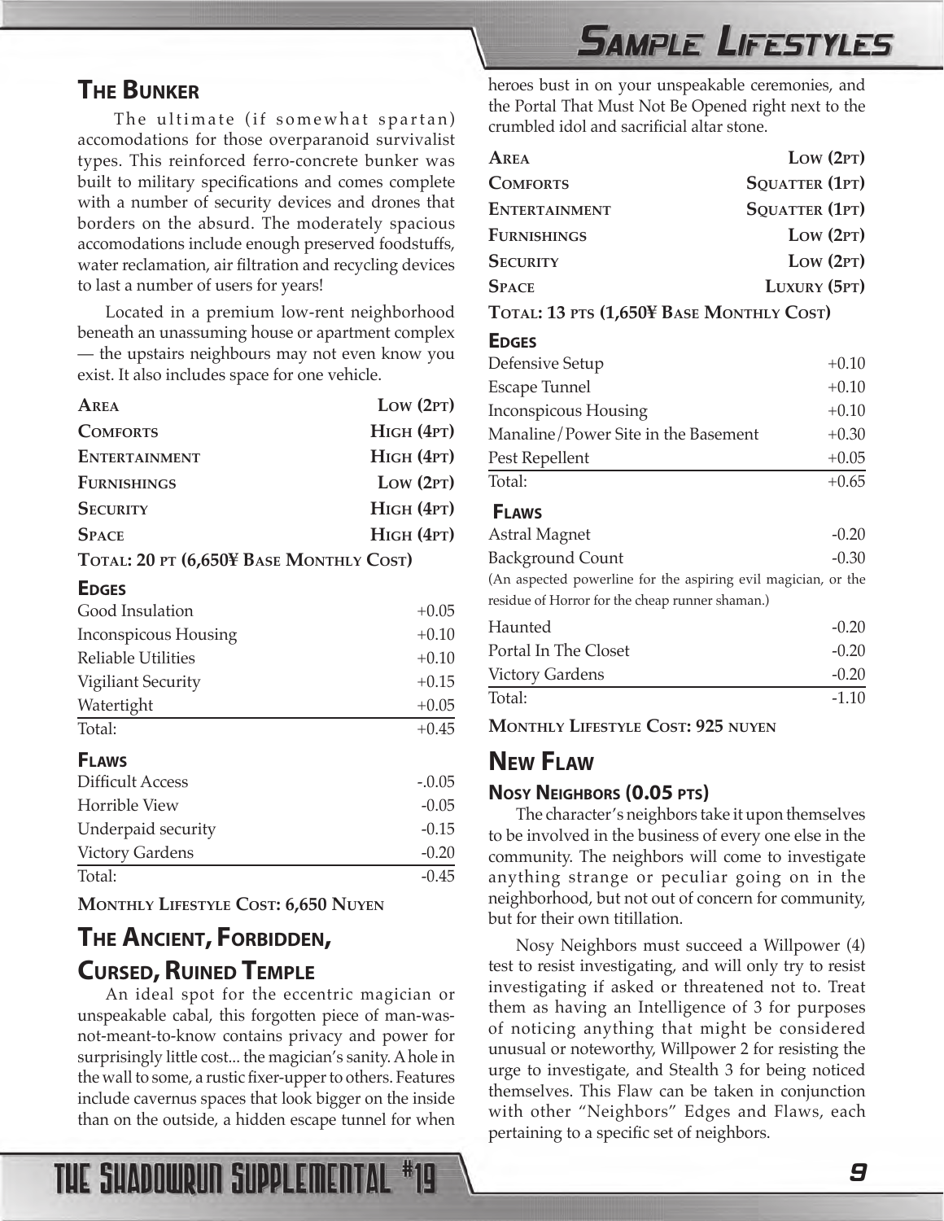## The Bunker

The ultimate (if somewhat spartan) accomodations for those overparanoid survivalist types. This reinforced ferro-concrete bunker was built to military specifications and comes complete with a number of security devices and drones that borders on the absurd. The moderately spacious accomodations include enough preserved foodstuffs, water reclamation, air filtration and recycling devices to last a number of users for years!

Located in a premium low-rent neighborhood beneath an unassuming house or apartment complex — the upstairs neighbours may not even know you exist. It also includes space for one vehicle.

| | |
|---|---|
| **Area** | **Low (2pt)** |
| **Comforts** | **High (4pt)** |
| **Entertainment** | **High (4pt)** |
| **Furnishings** | **Low (2pt)** |
| **Security** | **High (4pt)** |
| **Space** | **High (4pt)** |

**Total: 20 pt (6,650¥ Base Monthly Cost)**

### Edges

| | |
|---|---|
| Good Insulation | +0.05 |
| Inconspicous Housing | +0.10 |
| Reliable Utilities | +0.10 |
| Vigiliant Security | +0.15 |
| Watertight | +0.05 |
| Total: | +0.45 |

### Flaws

| | |
|---|---|
| Difficult Access | -.0.05 |
| Horrible View | -0.05 |
| Underpaid security | -0.15 |
| Victory Gardens | -0.20 |
| Total: | -0.45 |

**Monthly Lifestyle Cost: 6,650 Nuyen**

## The Ancient, Forbidden, Cursed, Ruined Temple

An ideal spot for the eccentric magician or unspeakable cabal, this forgotten piece of man-was-not-meant-to-know contains privacy and power for surprisingly little cost... the magician's sanity. A hole in the wall to some, a rustic fixer-upper to others. Features include cavernus spaces that look bigger on the inside than on the outside, a hidden escape tunnel for when heroes bust in on your unspeakable ceremonies, and the Portal That Must Not Be Opened right next to the crumbled idol and sacrificial altar stone.

| | |
|---|---|
| **Area** | **Low (2pt)** |
| **Comforts** | **Squatter (1pt)** |
| **Entertainment** | **Squatter (1pt)** |
| **Furnishings** | **Low (2pt)** |
| **Security** | **Low (2pt)** |
| **Space** | **Luxury (5pt)** |

**Total: 13 pts (1,650¥ Base Monthly Cost)**

### Edges

| | |
|---|---|
| Defensive Setup | +0.10 |
| Escape Tunnel | +0.10 |
| Inconspicous Housing | +0.10 |
| Manaline/Power Site in the Basement | +0.30 |
| Pest Repellent | +0.05 |
| Total: | +0.65 |

### Flaws

| | |
|---|---|
| Astral Magnet | -0.20 |
| Background Count | -0.30 |

(An aspected powerline for the aspiring evil magician, or the residue of Horror for the cheap runner shaman.)

| | |
|---|---|
| Haunted | -0.20 |
| Portal In The Closet | -0.20 |
| Victory Gardens | -0.20 |
| Total: | -1.10 |

**Monthly Lifestyle Cost: 925 nuyen**

## New Flaw

### Nosy Neighbors (0.05 pts)

The character's neighbors take it upon themselves to be involved in the business of every one else in the community. The neighbors will come to investigate anything strange or peculiar going on in the neighborhood, but not out of concern for community, but for their own titillation.

Nosy Neighbors must succeed a Willpower (4) test to resist investigating, and will only try to resist investigating if asked or threatened not to. Treat them as having an Intelligence of 3 for purposes of noticing anything that might be considered unusual or noteworthy, Willpower 2 for resisting the urge to investigate, and Stealth 3 for being noticed themselves. This Flaw can be taken in conjunction with other "Neighbors" Edges and Flaws, each pertaining to a specific set of neighbors.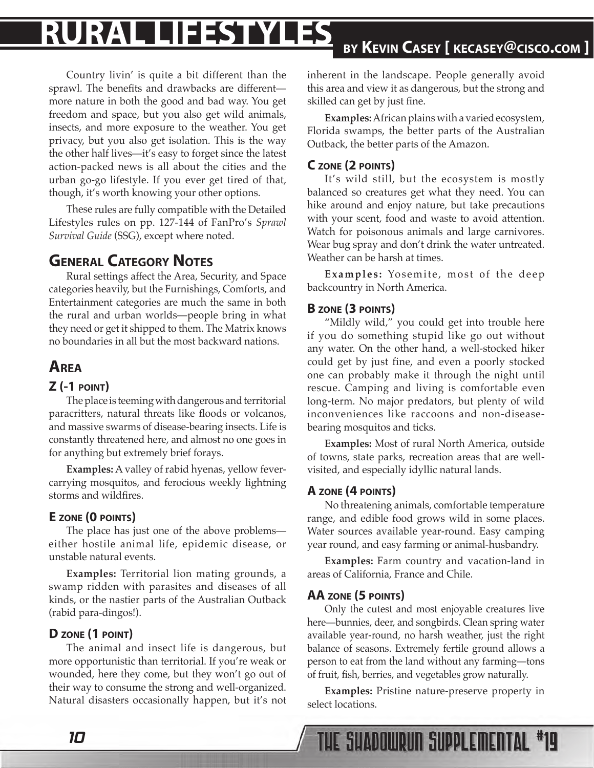# RURAL LIFESTYLES

BY KEVIN CASEY [ KECASEY@CISCO.COM ]

Country livin' is quite a bit different than the sprawl. The benefits and drawbacks are different—more nature in both the good and bad way. You get freedom and space, but you also get wild animals, insects, and more exposure to the weather. You get privacy, but you also get isolation. This is the way the other half lives—it's easy to forget since the latest action-packed news is all about the cities and the urban go-go lifestyle. If you ever get tired of that, though, it's worth knowing your other options.

These rules are fully compatible with the Detailed Lifestyles rules on pp. 127-144 of FanPro's *Sprawl Survival Guide* (SSG), except where noted.

## General Category Notes

Rural settings affect the Area, Security, and Space categories heavily, but the Furnishings, Comforts, and Entertainment categories are much the same in both the rural and urban worlds—people bring in what they need or get it shipped to them. The Matrix knows no boundaries in all but the most backward nations.

## Area

### Z (-1 point)

The place is teeming with dangerous and territorial paracritters, natural threats like floods or volcanos, and massive swarms of disease-bearing insects. Life is constantly threatened here, and almost no one goes in for anything but extremely brief forays.

**Examples:** A valley of rabid hyenas, yellow fever-carrying mosquitos, and ferocious weekly lightning storms and wildfires.

### E zone (0 points)

The place has just one of the above problems—either hostile animal life, epidemic disease, or unstable natural events.

**Examples:** Territorial lion mating grounds, a swamp ridden with parasites and diseases of all kinds, or the nastier parts of the Australian Outback (rabid para-dingos!).

### D zone (1 point)

The animal and insect life is dangerous, but more opportunistic than territorial. If you're weak or wounded, here they come, but they won't go out of their way to consume the strong and well-organized. Natural disasters occasionally happen, but it's not inherent in the landscape. People generally avoid this area and view it as dangerous, but the strong and skilled can get by just fine.

**Examples:** African plains with a varied ecosystem, Florida swamps, the better parts of the Australian Outback, the better parts of the Amazon.

### C zone (2 points)

It's wild still, but the ecosystem is mostly balanced so creatures get what they need. You can hike around and enjoy nature, but take precautions with your scent, food and waste to avoid attention. Watch for poisonous animals and large carnivores. Wear bug spray and don't drink the water untreated. Weather can be harsh at times.

**Examples:** Yosemite, most of the deep backcountry in North America.

### B zone (3 points)

"Mildly wild," you could get into trouble here if you do something stupid like go out without any water. On the other hand, a well-stocked hiker could get by just fine, and even a poorly stocked one can probably make it through the night until rescue. Camping and living is comfortable even long-term. No major predators, but plenty of wild inconveniences like raccoons and non-disease-bearing mosquitos and ticks.

**Examples:** Most of rural North America, outside of towns, state parks, recreation areas that are well-visited, and especially idyllic natural lands.

### A zone (4 points)

No threatening animals, comfortable temperature range, and edible food grows wild in some places. Water sources available year-round. Easy camping year round, and easy farming or animal-husbandry.

**Examples:** Farm country and vacation-land in areas of California, France and Chile.

### AA zone (5 points)

Only the cutest and most enjoyable creatures live here—bunnies, deer, and songbirds. Clean spring water available year-round, no harsh weather, just the right balance of seasons. Extremely fertile ground allows a person to eat from the land without any farming—tons of fruit, fish, berries, and vegetables grow naturally.

**Examples:** Pristine nature-preserve property in select locations.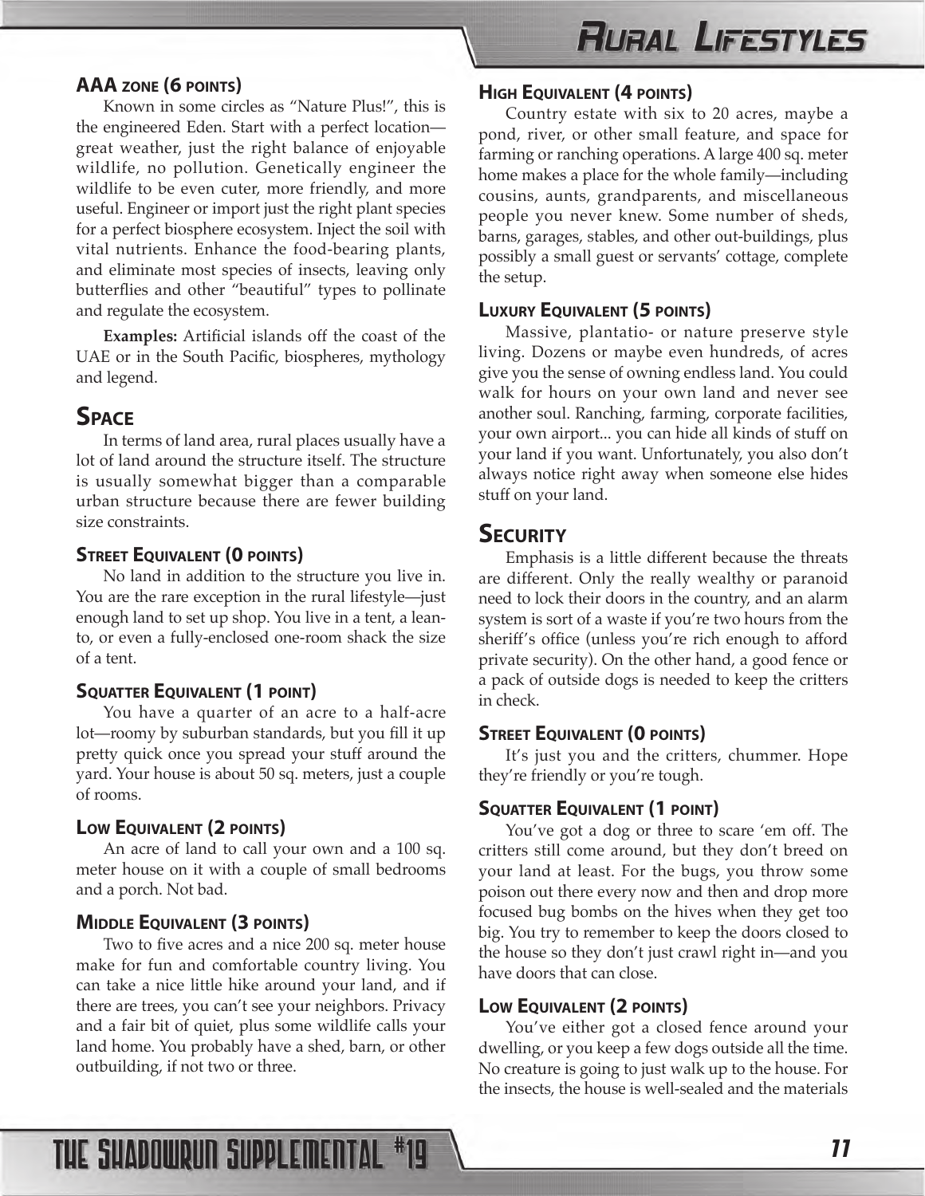### AAA Zone (6 points)

Known in some circles as "Nature Plus!", this is the engineered Eden. Start with a perfect location—great weather, just the right balance of enjoyable wildlife, no pollution. Genetically engineer the wildlife to be even cuter, more friendly, and more useful. Engineer or import just the right plant species for a perfect biosphere ecosystem. Inject the soil with vital nutrients. Enhance the food-bearing plants, and eliminate most species of insects, leaving only butterflies and other "beautiful" types to pollinate and regulate the ecosystem.

**Examples:** Artificial islands off the coast of the UAE or in the South Pacific, biospheres, mythology and legend.

## Space

In terms of land area, rural places usually have a lot of land around the structure itself. The structure is usually somewhat bigger than a comparable urban structure because there are fewer building size constraints.

### Street Equivalent (0 points)

No land in addition to the structure you live in. You are the rare exception in the rural lifestyle—just enough land to set up shop. You live in a tent, a lean-to, or even a fully-enclosed one-room shack the size of a tent.

### Squatter Equivalent (1 point)

You have a quarter of an acre to a half-acre lot—roomy by suburban standards, but you fill it up pretty quick once you spread your stuff around the yard. Your house is about 50 sq. meters, just a couple of rooms.

### Low Equivalent (2 points)

An acre of land to call your own and a 100 sq. meter house on it with a couple of small bedrooms and a porch. Not bad.

### Middle Equivalent (3 points)

Two to five acres and a nice 200 sq. meter house make for fun and comfortable country living. You can take a nice little hike around your land, and if there are trees, you can't see your neighbors. Privacy and a fair bit of quiet, plus some wildlife calls your land home. You probably have a shed, barn, or other outbuilding, if not two or three.

### High Equivalent (4 points)

Country estate with six to 20 acres, maybe a pond, river, or other small feature, and space for farming or ranching operations. A large 400 sq. meter home makes a place for the whole family—including cousins, aunts, grandparents, and miscellaneous people you never knew. Some number of sheds, barns, garages, stables, and other out-buildings, plus possibly a small guest or servants' cottage, complete the setup.

### Luxury Equivalent (5 points)

Massive, plantatio- or nature preserve style living. Dozens or maybe even hundreds, of acres give you the sense of owning endless land. You could walk for hours on your own land and never see another soul. Ranching, farming, corporate facilities, your own airport... you can hide all kinds of stuff on your land if you want. Unfortunately, you also don't always notice right away when someone else hides stuff on your land.

## Security

Emphasis is a little different because the threats are different. Only the really wealthy or paranoid need to lock their doors in the country, and an alarm system is sort of a waste if you're two hours from the sheriff's office (unless you're rich enough to afford private security). On the other hand, a good fence or a pack of outside dogs is needed to keep the critters in check.

### Street Equivalent (0 points)

It's just you and the critters, chummer. Hope they're friendly or you're tough.

### Squatter Equivalent (1 point)

You've got a dog or three to scare 'em off. The critters still come around, but they don't breed on your land at least. For the bugs, you throw some poison out there every now and then and drop more focused bug bombs on the hives when they get too big. You try to remember to keep the doors closed to the house so they don't just crawl right in—and you have doors that can close.

### Low Equivalent (2 points)

You've either got a closed fence around your dwelling, or you keep a few dogs outside all the time. No creature is going to just walk up to the house. For the insects, the house is well-sealed and the materials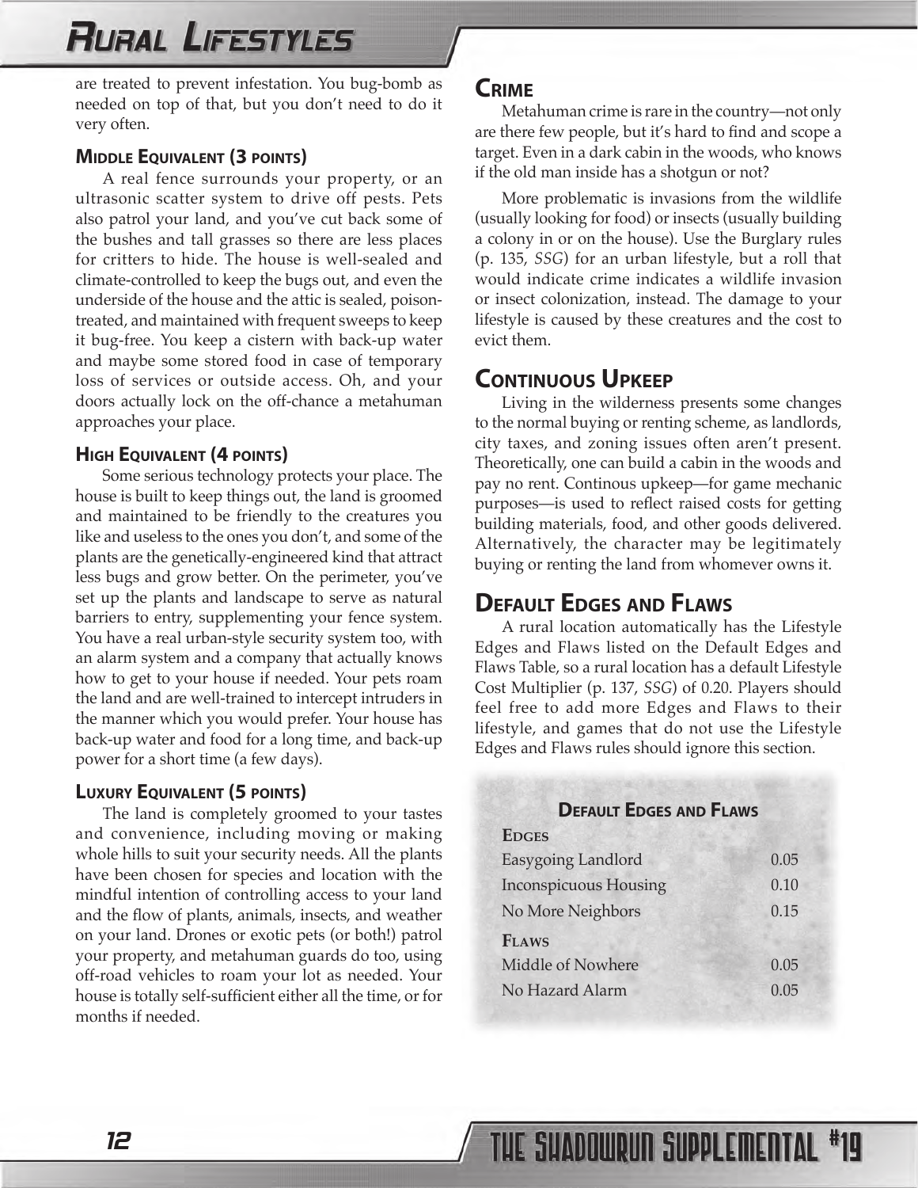are treated to prevent infestation. You bug-bomb as needed on top of that, but you don't need to do it very often.

### Middle Equivalent (3 points)

A real fence surrounds your property, or an ultrasonic scatter system to drive off pests. Pets also patrol your land, and you've cut back some of the bushes and tall grasses so there are less places for critters to hide. The house is well-sealed and climate-controlled to keep the bugs out, and even the underside of the house and the attic is sealed, poison-treated, and maintained with frequent sweeps to keep it bug-free. You keep a cistern with back-up water and maybe some stored food in case of temporary loss of services or outside access. Oh, and your doors actually lock on the off-chance a metahuman approaches your place.

### High Equivalent (4 points)

Some serious technology protects your place. The house is built to keep things out, the land is groomed and maintained to be friendly to the creatures you like and useless to the ones you don't, and some of the plants are the genetically-engineered kind that attract less bugs and grow better. On the perimeter, you've set up the plants and landscape to serve as natural barriers to entry, supplementing your fence system. You have a real urban-style security system too, with an alarm system and a company that actually knows how to get to your house if needed. Your pets roam the land and are well-trained to intercept intruders in the manner which you would prefer. Your house has back-up water and food for a long time, and back-up power for a short time (a few days).

### Luxury Equivalent (5 points)

The land is completely groomed to your tastes and convenience, including moving or making whole hills to suit your security needs. All the plants have been chosen for species and location with the mindful intention of controlling access to your land and the flow of plants, animals, insects, and weather on your land. Drones or exotic pets (or both!) patrol your property, and metahuman guards do too, using off-road vehicles to roam your lot as needed. Your house is totally self-sufficient either all the time, or for months if needed.

## Crime

Metahuman crime is rare in the country—not only are there few people, but it's hard to find and scope a target. Even in a dark cabin in the woods, who knows if the old man inside has a shotgun or not?

More problematic is invasions from the wildlife (usually looking for food) or insects (usually building a colony in or on the house). Use the Burglary rules (p. 135, *SSG*) for an urban lifestyle, but a roll that would indicate crime indicates a wildlife invasion or insect colonization, instead. The damage to your lifestyle is caused by these creatures and the cost to evict them.

## Continuous Upkeep

Living in the wilderness presents some changes to the normal buying or renting scheme, as landlords, city taxes, and zoning issues often aren't present. Theoretically, one can build a cabin in the woods and pay no rent. Continous upkeep—for game mechanic purposes—is used to reflect raised costs for getting building materials, food, and other goods delivered. Alternatively, the character may be legitimately buying or renting the land from whomever owns it.

## Default Edges and Flaws

A rural location automatically has the Lifestyle Edges and Flaws listed on the Default Edges and Flaws Table, so a rural location has a default Lifestyle Cost Multiplier (p. 137, *SSG*) of 0.20. Players should feel free to add more Edges and Flaws to their lifestyle, and games that do not use the Lifestyle Edges and Flaws rules should ignore this section.

**Default Edges and Flaws**

| | |
|---|---|
| **Edges** | |
| Easygoing Landlord | 0.05 |
| Inconspicuous Housing | 0.10 |
| No More Neighbors | 0.15 |
| **Flaws** | |
| Middle of Nowhere | 0.05 |
| No Hazard Alarm | 0.05 |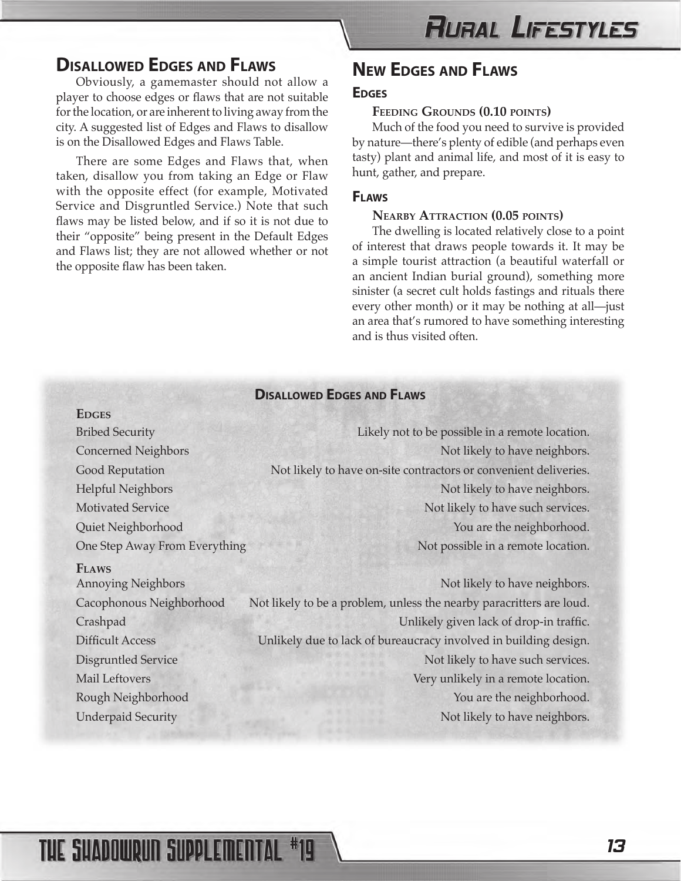## Disallowed Edges and Flaws

Obviously, a gamemaster should not allow a player to choose edges or flaws that are not suitable for the location, or are inherent to living away from the city. A suggested list of Edges and Flaws to disallow is on the Disallowed Edges and Flaws Table.

There are some Edges and Flaws that, when taken, disallow you from taking an Edge or Flaw with the opposite effect (for example, Motivated Service and Disgruntled Service.) Note that such flaws may be listed below, and if so it is not due to their "opposite" being present in the Default Edges and Flaws list; they are not allowed whether or not the opposite flaw has been taken.

## New Edges and Flaws

### Edges

**Feeding Grounds (0.10 points)**

Much of the food you need to survive is provided by nature—there's plenty of edible (and perhaps even tasty) plant and animal life, and most of it is easy to hunt, gather, and prepare.

### Flaws

**Nearby Attraction (0.05 points)**

The dwelling is located relatively close to a point of interest that draws people towards it. It may be a simple tourist attraction (a beautiful waterfall or an ancient Indian burial ground), something more sinister (a secret cult holds fastings and rituals there every other month) or it may be nothing at all—just an area that's rumored to have something interesting and is thus visited often.

**Disallowed Edges and Flaws**

| Edges | |
|---|---|
| Bribed Security | Likely not to be possible in a remote location. |
| Concerned Neighbors | Not likely to have neighbors. |
| Good Reputation | Not likely to have on-site contractors or convenient deliveries. |
| Helpful Neighbors | Not likely to have neighbors. |
| Motivated Service | Not likely to have such services. |
| Quiet Neighborhood | You are the neighborhood. |
| One Step Away From Everything | Not possible in a remote location. |
| **Flaws** | |
| Annoying Neighbors | Not likely to have neighbors. |
| Cacophonous Neighborhood | Not likely to be a problem, unless the nearby paracritters are loud. |
| Crashpad | Unlikely given lack of drop-in traffic. |
| Difficult Access | Unlikely due to lack of bureaucracy involved in building design. |
| Disgruntled Service | Not likely to have such services. |
| Mail Leftovers | Very unlikely in a remote location. |
| Rough Neighborhood | You are the neighborhood. |
| Underpaid Security | Not likely to have neighbors. |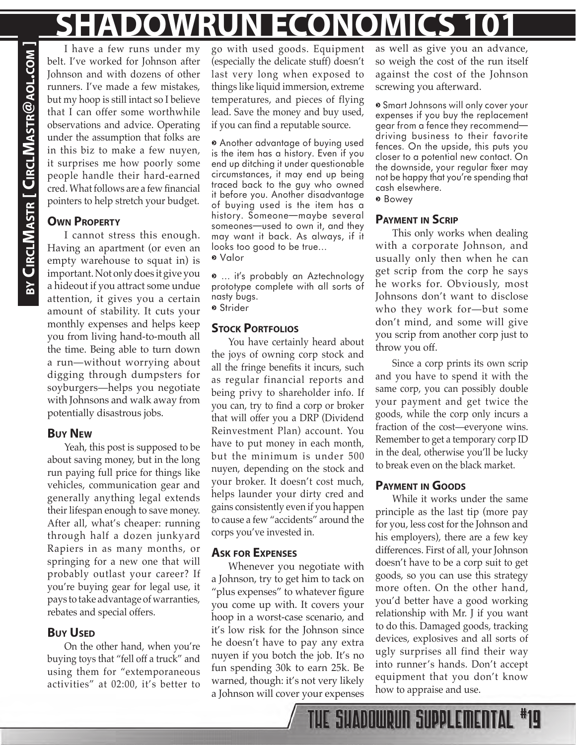# SHADOWRUN ECONOMICS 101

**BY CIRCLMASTR [ CIRCLMASTR@AOL.COM ]**

I have a few runs under my belt. I've worked for Johnson after Johnson and with dozens of other runners. I've made a few mistakes, but my hoop is still intact so I believe that I can offer some worthwhile observations and advice. Operating under the assumption that folks are in this biz to make a few nuyen, it surprises me how poorly some people handle their hard-earned cred. What follows are a few financial pointers to help stretch your budget.

### Own Property

I cannot stress this enough. Having an apartment (or even an empty warehouse to squat in) is important. Not only does it give you a hideout if you attract some undue attention, it gives you a certain amount of stability. It cuts your monthly expenses and helps keep you from living hand-to-mouth all the time. Being able to turn down a run—without worrying about digging through dumpsters for soyburgers—helps you negotiate with Johnsons and walk away from potentially disastrous jobs.

### Buy New

Yeah, this post is supposed to be about saving money, but in the long run paying full price for things like vehicles, communication gear and generally anything legal extends their lifespan enough to save money. After all, what's cheaper: running through half a dozen junkyard Rapiers in as many months, or springing for a new one that will probably outlast your career? If you're buying gear for legal use, it pays to take advantage of warranties, rebates and special offers.

### Buy Used

On the other hand, when you're buying toys that "fell off a truck" and using them for "extemporaneous activities" at 02:00, it's better to go with used goods. Equipment (especially the delicate stuff) doesn't last very long when exposed to things like liquid immersion, extreme temperatures, and pieces of flying lead. Save the money and buy used, if you can find a reputable source.

» Another advantage of buying used is the item has a history. Even if you end up ditching it under questionable circumstances, it may end up being traced back to the guy who owned it before you. Another disadvantage of buying used is the item has a history. Someone—maybe several someones—used to own it, and they may want it back. As always, if it looks too good to be true…
» Valor

» … it's probably an Aztechnology prototype complete with all sorts of nasty bugs.
» Strider

### Stock Portfolios

You have certainly heard about the joys of owning corp stock and all the fringe benefits it incurs, such as regular financial reports and being privy to shareholder info. If you can, try to find a corp or broker that will offer you a DRP (Dividend Reinvestment Plan) account. You have to put money in each month, but the minimum is under 500 nuyen, depending on the stock and your broker. It doesn't cost much, helps launder your dirty cred and gains consistently even if you happen to cause a few "accidents" around the corps you've invested in.

### Ask for Expenses

Whenever you negotiate with a Johnson, try to get him to tack on "plus expenses" to whatever figure you come up with. It covers your hoop in a worst-case scenario, and it's low risk for the Johnson since he doesn't have to pay any extra nuyen if you botch the job. It's no fun spending 30k to earn 25k. Be warned, though: it's not very likely a Johnson will cover your expenses as well as give you an advance, so weigh the cost of the run itself against the cost of the Johnson screwing you afterward.

» Smart Johnsons will only cover your expenses if you buy the replacement gear from a fence they recommend—driving business to their favorite fences. On the upside, this puts you closer to a potential new contact. On the downside, your regular fixer may not be happy that you're spending that cash elsewhere.
» Bowey

### Payment in Scrip

This only works when dealing with a corporate Johnson, and usually only then when he can get scrip from the corp he says he works for. Obviously, most Johnsons don't want to disclose who they work for—but some don't mind, and some will give you scrip from another corp just to throw you off.

Since a corp prints its own scrip and you have to spend it with the same corp, you can possibly double your payment and get twice the goods, while the corp only incurs a fraction of the cost—everyone wins. Remember to get a temporary corp ID in the deal, otherwise you'll be lucky to break even on the black market.

### Payment in Goods

While it works under the same principle as the last tip (more pay for you, less cost for the Johnson and his employers), there are a few key differences. First of all, your Johnson doesn't have to be a corp suit to get goods, so you can use this strategy more often. On the other hand, you'd better have a good working relationship with Mr. J if you want to do this. Damaged goods, tracking devices, explosives and all sorts of ugly surprises all find their way into runner's hands. Don't accept equipment that you don't know how to appraise and use.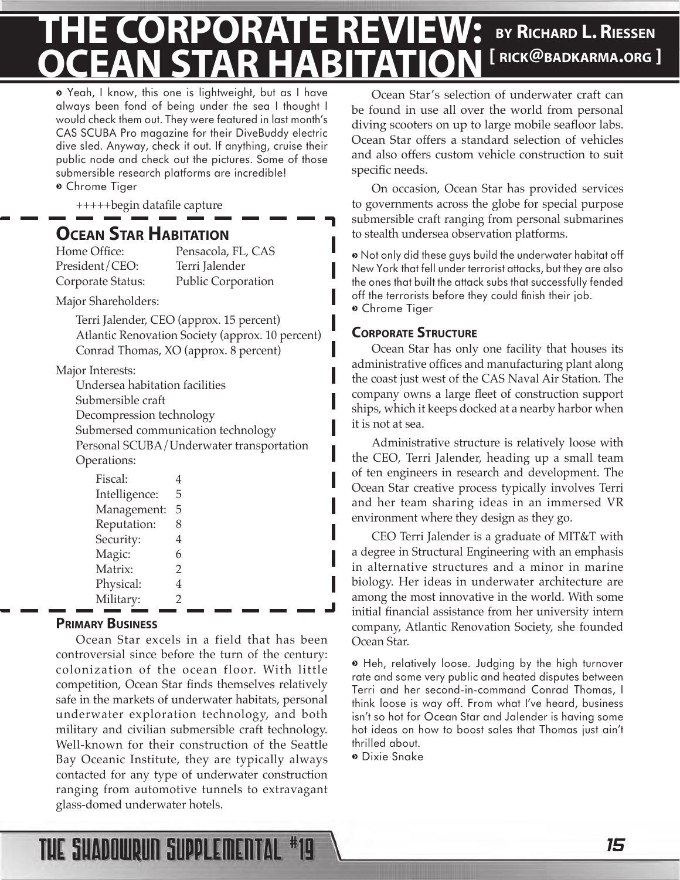# THE CORPORATE REVIEW: OCEAN STAR HABITATION

**BY RICHARD L. RIESSEN [ rick@badkarma.org ]**

» Yeah, I know, this one is lightweight, but as I have always been fond of being under the sea I thought I would check them out. They were featured in last month's CAS SCUBA Pro magazine for their DiveBuddy electric dive sled. Anyway, check it out. If anything, cruise their public node and check out the pictures. Some of those submersible research platforms are incredible!
» Chrome Tiger

+++++begin datafile capture

## Ocean Star Habitation

| | |
|---|---|
| Home Office: | Pensacola, FL, CAS |
| President/CEO: | Terri Jalender |
| Corporate Status: | Public Corporation |

Major Shareholders:

- Terri Jalender, CEO (approx. 15 percent)
- Atlantic Renovation Society (approx. 10 percent)
- Conrad Thomas, XO (approx. 8 percent)

Major Interests:

- Undersea habitation facilities
- Submersible craft
- Decompression technology
- Submersed communication technology
- Personal SCUBA/Underwater transportation

Operations:

| | |
|---|---|
| Fiscal: | 4 |
| Intelligence: | 5 |
| Management: | 5 |
| Reputation: | 8 |
| Security: | 4 |
| Magic: | 6 |
| Matrix: | 2 |
| Physical: | 4 |
| Military: | 2 |

### Primary Business

Ocean Star excels in a field that has been controversial since before the turn of the century: colonization of the ocean floor. With little competition, Ocean Star finds themselves relatively safe in the markets of underwater habitats, personal underwater exploration technology, and both military and civilian submersible craft technology. Well-known for their construction of the Seattle Bay Oceanic Institute, they are typically always contacted for any type of underwater construction ranging from automotive tunnels to extravagant glass-domed underwater hotels.

Ocean Star's selection of underwater craft can be found in use all over the world from personal diving scooters on up to large mobile seafloor labs. Ocean Star offers a standard selection of vehicles and also offers custom vehicle construction to suit specific needs.

On occasion, Ocean Star has provided services to governments across the globe for special purpose submersible craft ranging from personal submarines to stealth undersea observation platforms.

» Not only did these guys build the underwater habitat off New York that fell under terrorist attacks, but they are also the ones that built the attack subs that successfully fended off the terrorists before they could finish their job.
» Chrome Tiger

### Corporate Structure

Ocean Star has only one facility that houses its administrative offices and manufacturing plant along the coast just west of the CAS Naval Air Station. The company owns a large fleet of construction support ships, which it keeps docked at a nearby harbor when it is not at sea.

Administrative structure is relatively loose with the CEO, Terri Jalender, heading up a small team of ten engineers in research and development. The Ocean Star creative process typically involves Terri and her team sharing ideas in an immersed VR environment where they design as they go.

CEO Terri Jalender is a graduate of MIT&T with a degree in Structural Engineering with an emphasis in alternative structures and a minor in marine biology. Her ideas in underwater architecture are among the most innovative in the world. With some initial financial assistance from her university intern company, Atlantic Renovation Society, she founded Ocean Star.

» Heh, relatively loose. Judging by the high turnover rate and some very public and heated disputes between Terri and her second-in-command Conrad Thomas, I think loose is way off. From what I've heard, business isn't so hot for Ocean Star and Jalender is having some hot ideas on how to boost sales that Thomas just ain't thrilled about.
» Dixie Snake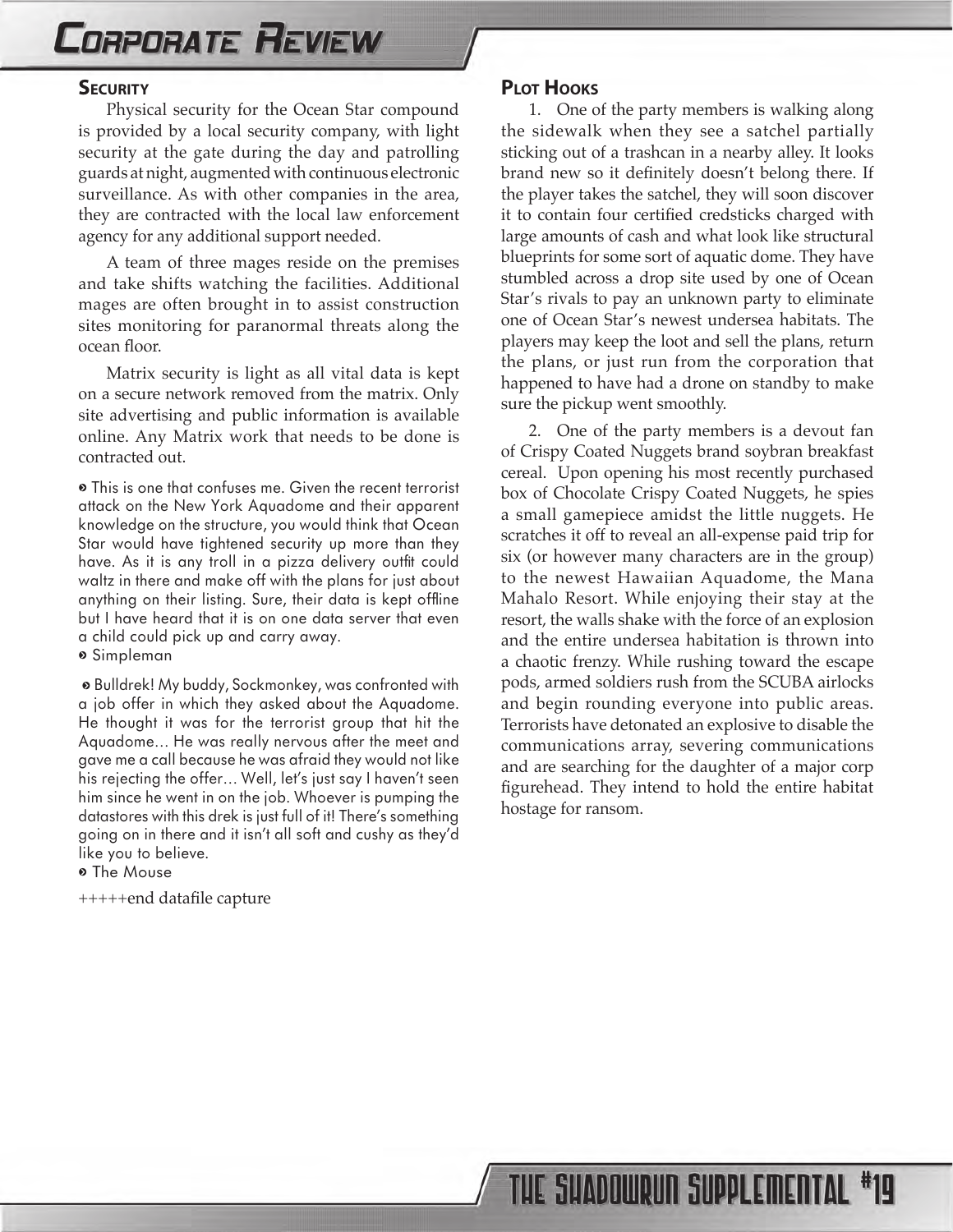### Security

Physical security for the Ocean Star compound is provided by a local security company, with light security at the gate during the day and patrolling guards at night, augmented with continuous electronic surveillance. As with other companies in the area, they are contracted with the local law enforcement agency for any additional support needed.

A team of three mages reside on the premises and take shifts watching the facilities. Additional mages are often brought in to assist construction sites monitoring for paranormal threats along the ocean floor.

Matrix security is light as all vital data is kept on a secure network removed from the matrix. Only site advertising and public information is available online. Any Matrix work that needs to be done is contracted out.

» This is one that confuses me. Given the recent terrorist attack on the New York Aquadome and their apparent knowledge on the structure, you would think that Ocean Star would have tightened security up more than they have. As it is any troll in a pizza delivery outfit could waltz in there and make off with the plans for just about anything on their listing. Sure, their data is kept offline but I have heard that it is on one data server that even a child could pick up and carry away.

» Simpleman

» Bulldrek! My buddy, Sockmonkey, was confronted with a job offer in which they asked about the Aquadome. He thought it was for the terrorist group that hit the Aquadome... He was really nervous after the meet and gave me a call because he was afraid they would not like his rejecting the offer... Well, let's just say I haven't seen him since he went in on the job. Whoever is pumping the datastores with this drek is just full of it! There's something going on in there and it isn't all soft and cushy as they'd like you to believe.

» The Mouse

+++++end datafile capture

### Plot Hooks

1. One of the party members is walking along the sidewalk when they see a satchel partially sticking out of a trashcan in a nearby alley. It looks brand new so it definitely doesn't belong there. If the player takes the satchel, they will soon discover it to contain four certified credsticks charged with large amounts of cash and what look like structural blueprints for some sort of aquatic dome. They have stumbled across a drop site used by one of Ocean Star's rivals to pay an unknown party to eliminate one of Ocean Star's newest undersea habitats. The players may keep the loot and sell the plans, return the plans, or just run from the corporation that happened to have had a drone on standby to make sure the pickup went smoothly.

2. One of the party members is a devout fan of Crispy Coated Nuggets brand soybran breakfast cereal. Upon opening his most recently purchased box of Chocolate Crispy Coated Nuggets, he spies a small gamepiece amidst the little nuggets. He scratches it off to reveal an all-expense paid trip for six (or however many characters are in the group) to the newest Hawaiian Aquadome, the Mana Mahalo Resort. While enjoying their stay at the resort, the walls shake with the force of an explosion and the entire undersea habitation is thrown into a chaotic frenzy. While rushing toward the escape pods, armed soldiers rush from the SCUBA airlocks and begin rounding everyone into public areas. Terrorists have detonated an explosive to disable the communications array, severing communications and are searching for the daughter of a major corp figurehead. They intend to hold the entire habitat hostage for ransom.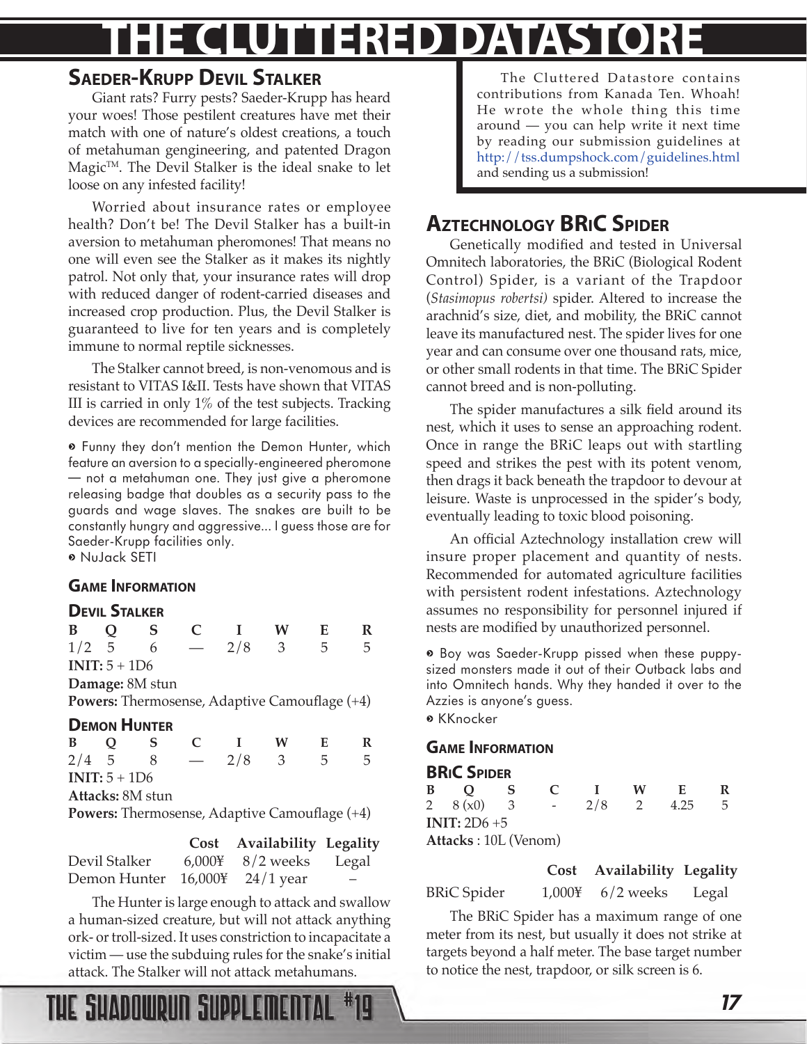# THE CLUTTERED DATASTORE

## Saeder-Krupp Devil Stalker

Giant rats? Furry pests? Saeder-Krupp has heard your woes! Those pestilent creatures have met their match with one of nature's oldest creations, a touch of metahuman gengineering, and patented Dragon Magic™. The Devil Stalker is the ideal snake to let loose on any infested facility!

Worried about insurance rates or employee health? Don't be! The Devil Stalker has a built-in aversion to metahuman pheromones! That means no one will even see the Stalker as it makes its nightly patrol. Not only that, your insurance rates will drop with reduced danger of rodent-carried diseases and increased crop production. Plus, the Devil Stalker is guaranteed to live for ten years and is completely immune to normal reptile sicknesses.

The Stalker cannot breed, is non-venomous and is resistant to VITAS I&II. Tests have shown that VITAS III is carried in only 1% of the test subjects. Tracking devices are recommended for large facilities.

» Funny they don't mention the Demon Hunter, which feature an aversion to a specially-engineered pheromone — not a metahuman one. They just give a pheromone releasing badge that doubles as a security pass to the guards and wage slaves. The snakes are built to be constantly hungry and aggressive... I guess those are for Saeder-Krupp facilities only.
» NuJack SETI

### Game Information

#### Devil Stalker

| B | Q | S | C | I | W | E | R |
|---|---|---|---|---|---|---|---|
| 1/2 | 5 | 6 | — | 2/8 | 3 | 5 | 5 |

**INIT:** 5 + 1D6
**Damage:** 8M stun
**Powers:** Thermosense, Adaptive Camouflage (+4)

#### Demon Hunter

| B | Q | S | C | I | W | E | R |
|---|---|---|---|---|---|---|---|
| 2/4 | 5 | 8 | — | 2/8 | 3 | 5 | 5 |

**INIT:** 5 + 1D6
**Attacks:** 8M stun
**Powers:** Thermosense, Adaptive Camouflage (+4)

| | Cost | Availability | Legality |
|---|---|---|---|
| Devil Stalker | 6,000¥ | 8/2 weeks | Legal |
| Demon Hunter | 16,000¥ | 24/1 year | – |

The Hunter is large enough to attack and swallow a human-sized creature, but will not attack anything ork- or troll-sized. It uses constriction to incapacitate a victim — use the subduing rules for the snake's initial attack. The Stalker will not attack metahumans.

> The Cluttered Datastore contains contributions from Kanada Ten. Whoah! He wrote the whole thing this time around — you can help write it next time by reading our submission guidelines at http://tss.dumpshock.com/guidelines.html and sending us a submission!

## Aztechnology BRiC Spider

Genetically modified and tested in Universal Omnitech laboratories, the BRiC (Biological Rodent Control) Spider, is a variant of the Trapdoor (*Stasimopus robertsi)* spider. Altered to increase the arachnid's size, diet, and mobility, the BRiC cannot leave its manufactured nest. The spider lives for one year and can consume over one thousand rats, mice, or other small rodents in that time. The BRiC Spider cannot breed and is non-polluting.

The spider manufactures a silk field around its nest, which it uses to sense an approaching rodent. Once in range the BRiC leaps out with startling speed and strikes the pest with its potent venom, then drags it back beneath the trapdoor to devour at leisure. Waste is unprocessed in the spider's body, eventually leading to toxic blood poisoning.

An official Aztechnology installation crew will insure proper placement and quantity of nests. Recommended for automated agriculture facilities with persistent rodent infestations. Aztechnology assumes no responsibility for personnel injured if nests are modified by unauthorized personnel.

» Boy was Saeder-Krupp pissed when these puppy-sized monsters made it out of their Outback labs and into Omnitech hands. Why they handed it over to the Azzies is anyone's guess.
» KKnocker

### Game Information

#### BRiC Spider

| B | Q | S | C | I | W | E | R |
|---|---|---|---|---|---|---|---|
| 2 | 8 (x0) | 3 | - | 2/8 | 2 | 4.25 | 5 |

**INIT:** 2D6 +5
**Attacks** : 10L (Venom)

| | Cost | Availability | Legality |
|---|---|---|---|
| BRiC Spider | 1,000¥ | 6/2 weeks | Legal |

The BRiC Spider has a maximum range of one meter from its nest, but usually it does not strike at targets beyond a half meter. The base target number to notice the nest, trapdoor, or silk screen is 6.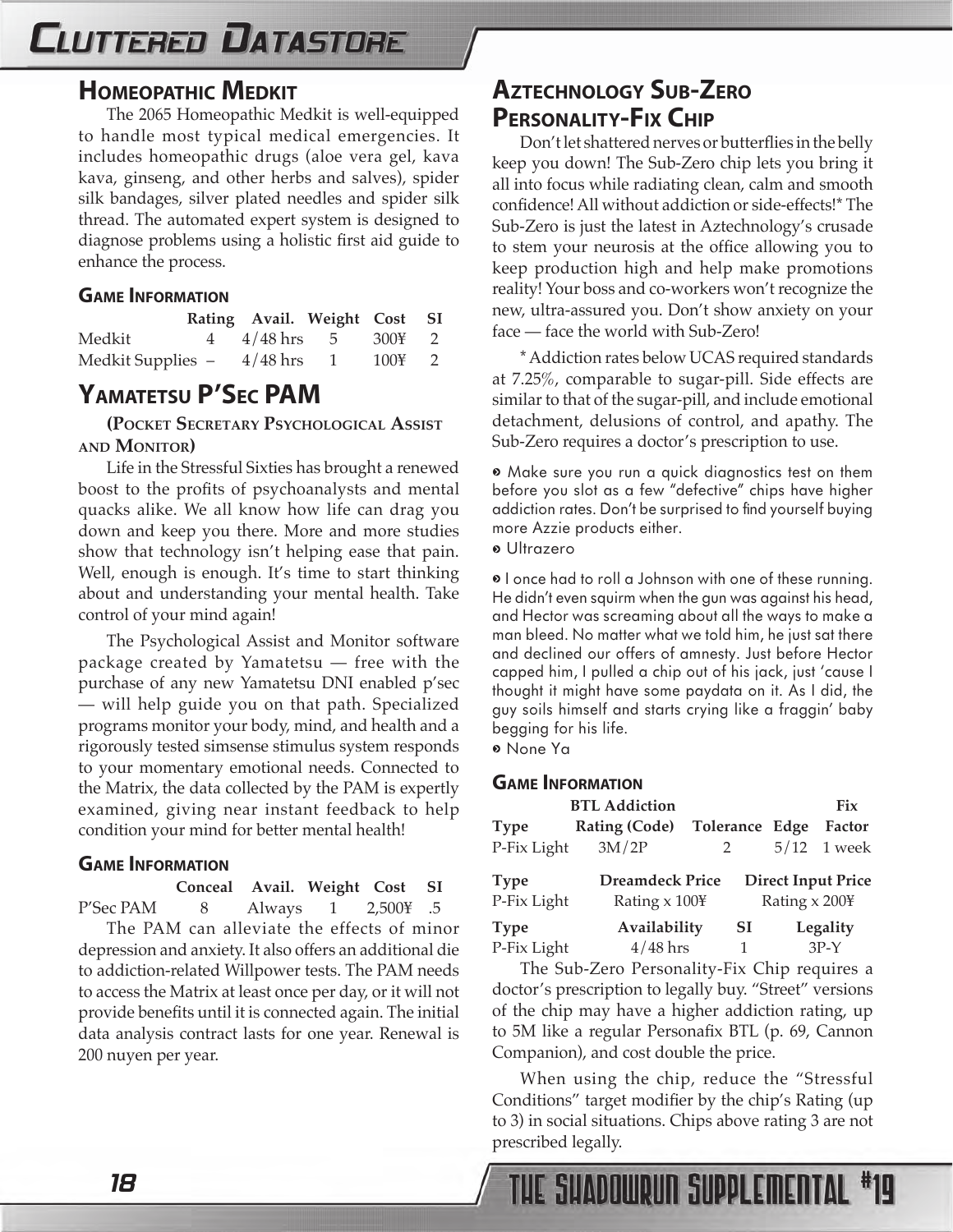## Homeopathic Medkit

The 2065 Homeopathic Medkit is well-equipped to handle most typical medical emergencies. It includes homeopathic drugs (aloe vera gel, kava kava, ginseng, and other herbs and salves), spider silk bandages, silver plated needles and spider silk thread. The automated expert system is designed to diagnose problems using a holistic first aid guide to enhance the process.

### Game Information

| | Rating | Avail. | Weight | Cost | SI |
|---|---|---|---|---|---|
| Medkit | 4 | 4/48 hrs | 5 | 300¥ | 2 |
| Medkit Supplies | – | 4/48 hrs | 1 | 100¥ | 2 |

## Yamatetsu P'Sec PAM

**(Pocket Secretary Psychological Assist and Monitor)**

Life in the Stressful Sixties has brought a renewed boost to the profits of psychoanalysts and mental quacks alike. We all know how life can drag you down and keep you there. More and more studies show that technology isn't helping ease that pain. Well, enough is enough. It's time to start thinking about and understanding your mental health. Take control of your mind again!

The Psychological Assist and Monitor software package created by Yamatetsu — free with the purchase of any new Yamatetsu DNI enabled p'sec — will help guide you on that path. Specialized programs monitor your body, mind, and health and a rigorously tested simsense stimulus system responds to your momentary emotional needs. Connected to the Matrix, the data collected by the PAM is expertly examined, giving near instant feedback to help condition your mind for better mental health!

### Game Information

| | Conceal | Avail. | Weight | Cost | SI |
|---|---|---|---|---|---|
| P'Sec PAM | 8 | Always | 1 | 2,500¥ | .5 |

The PAM can alleviate the effects of minor depression and anxiety. It also offers an additional die to addiction-related Willpower tests. The PAM needs to access the Matrix at least once per day, or it will not provide benefits until it is connected again. The initial data analysis contract lasts for one year. Renewal is 200 nuyen per year.

## Aztechnology Sub-Zero Personality-Fix Chip

Don't let shattered nerves or butterflies in the belly keep you down! The Sub-Zero chip lets you bring it all into focus while radiating clean, calm and smooth confidence! All without addiction or side-effects!* The Sub-Zero is just the latest in Aztechnology's crusade to stem your neurosis at the office allowing you to keep production high and help make promotions reality! Your boss and co-workers won't recognize the new, ultra-assured you. Don't show anxiety on your face — face the world with Sub-Zero!

\* Addiction rates below UCAS required standards at 7.25%, comparable to sugar-pill. Side effects are similar to that of the sugar-pill, and include emotional detachment, delusions of control, and apathy. The Sub-Zero requires a doctor's prescription to use.

» Make sure you run a quick diagnostics test on them before you slot as a few "defective" chips have higher addiction rates. Don't be surprised to find yourself buying more Azzie products either.
» Ultrazero

» I once had to roll a Johnson with one of these running. He didn't even squirm when the gun was against his head, and Hector was screaming about all the ways to make a man bleed. No matter what we told him, he just sat there and declined our offers of amnesty. Just before Hector capped him, I pulled a chip out of his jack, just 'cause I thought it might have some paydata on it. As I did, the guy soils himself and starts crying like a fraggin' baby begging for his life.
» None Ya

### Game Information

| Type | BTL Addiction Rating (Code) | Tolerance | Edge | Fix Factor |
|---|---|---|---|---|
| P-Fix Light | 3M/2P | 2 | 5/12 | 1 week |

| Type | Dreamdeck Price | Direct Input Price |
|---|---|---|
| P-Fix Light | Rating x 100¥ | Rating x 200¥ |

| Type | Availability | SI | Legality |
|---|---|---|---|
| P-Fix Light | 4/48 hrs | 1 | 3P-Y |

The Sub-Zero Personality-Fix Chip requires a doctor's prescription to legally buy. "Street" versions of the chip may have a higher addiction rating, up to 5M like a regular Personafix BTL (p. 69, Cannon Companion), and cost double the price.

When using the chip, reduce the "Stressful Conditions" target modifier by the chip's Rating (up to 3) in social situations. Chips above rating 3 are not prescribed legally.